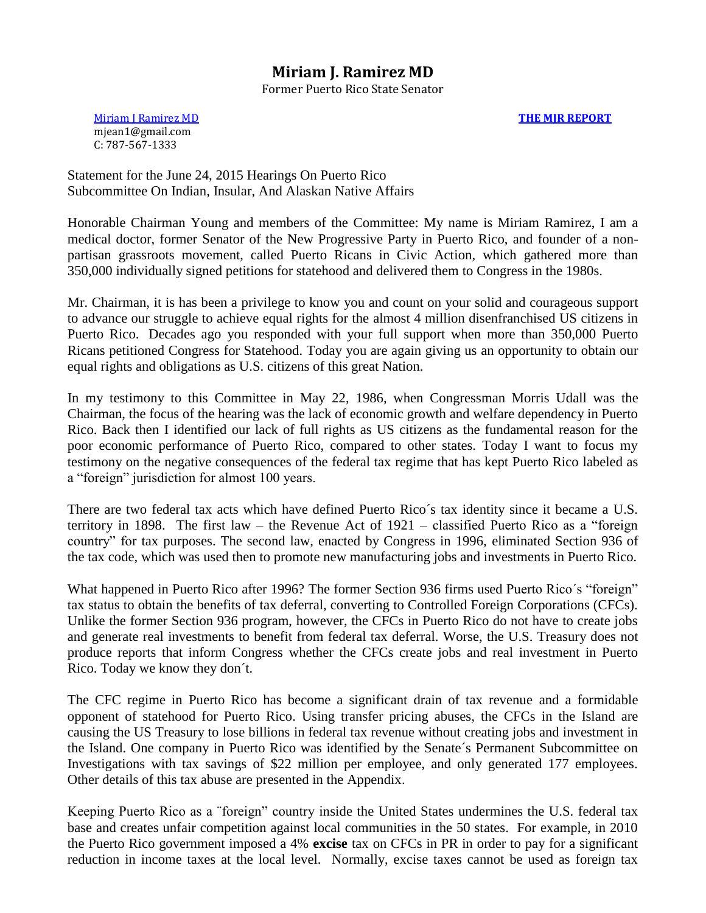# Miriam J. Ramirez MD

Former Puerto Rico State Senator

[Miriam J Ramirez MD](#)
mjean1@gmail.com
C: 787-567-1333

**[THE MJR REPORT](#)**

Statement for the June 24, 2015 Hearings On Puerto Rico
Subcommittee On Indian, Insular, And Alaskan Native Affairs

Honorable Chairman Young and members of the Committee: My name is Miriam Ramirez, I am a medical doctor, former Senator of the New Progressive Party in Puerto Rico, and founder of a non-partisan grassroots movement, called Puerto Ricans in Civic Action, which gathered more than 350,000 individually signed petitions for statehood and delivered them to Congress in the 1980s.

Mr. Chairman, it is has been a privilege to know you and count on your solid and courageous support to advance our struggle to achieve equal rights for the almost 4 million disenfranchised US citizens in Puerto Rico. Decades ago you responded with your full support when more than 350,000 Puerto Ricans petitioned Congress for Statehood. Today you are again giving us an opportunity to obtain our equal rights and obligations as U.S. citizens of this great Nation.

In my testimony to this Committee in May 22, 1986, when Congressman Morris Udall was the Chairman, the focus of the hearing was the lack of economic growth and welfare dependency in Puerto Rico. Back then I identified our lack of full rights as US citizens as the fundamental reason for the poor economic performance of Puerto Rico, compared to other states. Today I want to focus my testimony on the negative consequences of the federal tax regime that has kept Puerto Rico labeled as a "foreign" jurisdiction for almost 100 years.

There are two federal tax acts which have defined Puerto Rico´s tax identity since it became a U.S. territory in 1898. The first law – the Revenue Act of 1921 – classified Puerto Rico as a "foreign country" for tax purposes. The second law, enacted by Congress in 1996, eliminated Section 936 of the tax code, which was used then to promote new manufacturing jobs and investments in Puerto Rico.

What happened in Puerto Rico after 1996? The former Section 936 firms used Puerto Rico´s "foreign" tax status to obtain the benefits of tax deferral, converting to Controlled Foreign Corporations (CFCs). Unlike the former Section 936 program, however, the CFCs in Puerto Rico do not have to create jobs and generate real investments to benefit from federal tax deferral. Worse, the U.S. Treasury does not produce reports that inform Congress whether the CFCs create jobs and real investment in Puerto Rico. Today we know they don´t.

The CFC regime in Puerto Rico has become a significant drain of tax revenue and a formidable opponent of statehood for Puerto Rico. Using transfer pricing abuses, the CFCs in the Island are causing the US Treasury to lose billions in federal tax revenue without creating jobs and investment in the Island. One company in Puerto Rico was identified by the Senate´s Permanent Subcommittee on Investigations with tax savings of $22 million per employee, and only generated 177 employees. Other details of this tax abuse are presented in the Appendix.

Keeping Puerto Rico as a ¨foreign" country inside the United States undermines the U.S. federal tax base and creates unfair competition against local communities in the 50 states. For example, in 2010 the Puerto Rico government imposed a 4% **excise** tax on CFCs in PR in order to pay for a significant reduction in income taxes at the local level. Normally, excise taxes cannot be used as foreign tax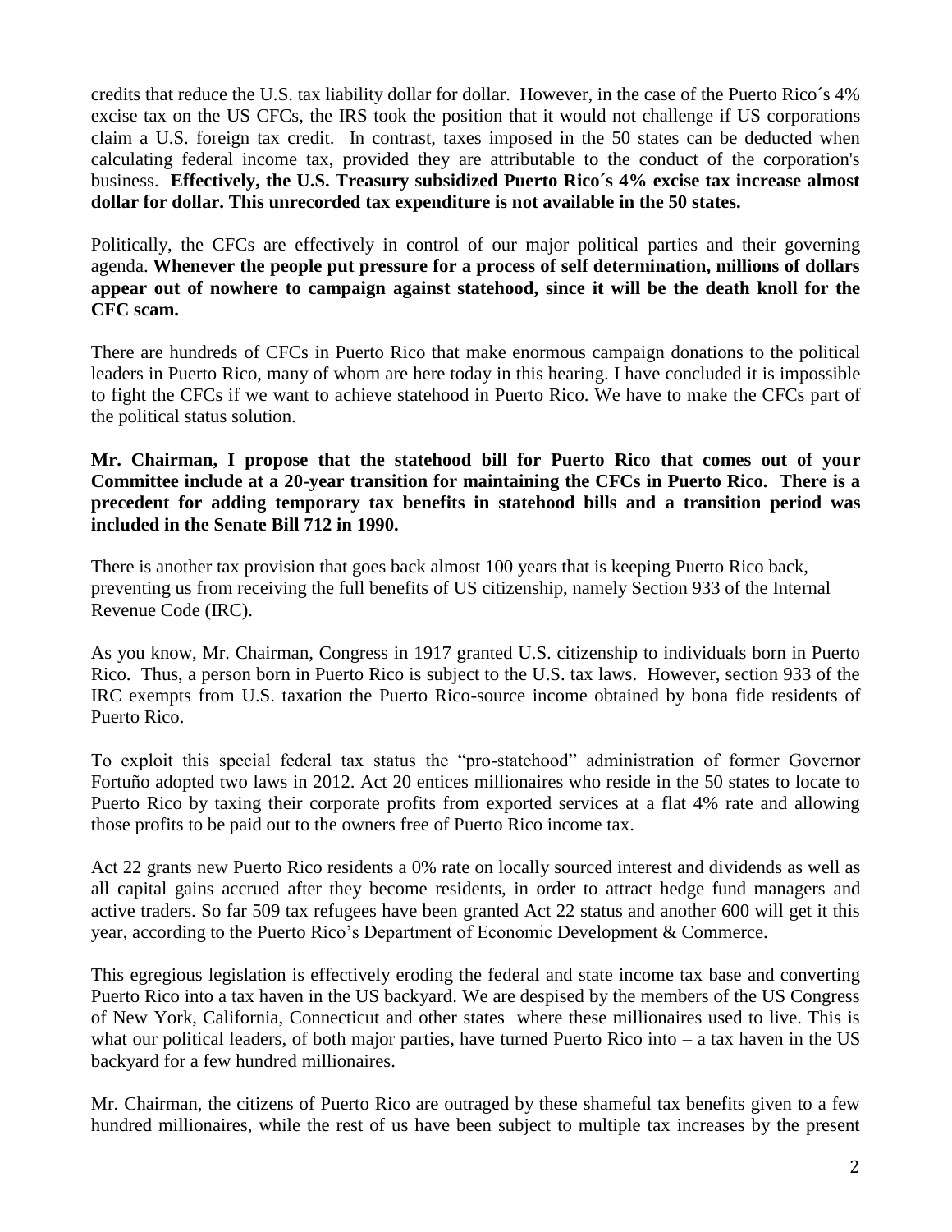credits that reduce the U.S. tax liability dollar for dollar. However, in the case of the Puerto Rico´s 4% excise tax on the US CFCs, the IRS took the position that it would not challenge if US corporations claim a U.S. foreign tax credit. In contrast, taxes imposed in the 50 states can be deducted when calculating federal income tax, provided they are attributable to the conduct of the corporation's business. **Effectively, the U.S. Treasury subsidized Puerto Rico´s 4% excise tax increase almost dollar for dollar. This unrecorded tax expenditure is not available in the 50 states.**

Politically, the CFCs are effectively in control of our major political parties and their governing agenda. **Whenever the people put pressure for a process of self determination, millions of dollars appear out of nowhere to campaign against statehood, since it will be the death knoll for the CFC scam.**

There are hundreds of CFCs in Puerto Rico that make enormous campaign donations to the political leaders in Puerto Rico, many of whom are here today in this hearing. I have concluded it is impossible to fight the CFCs if we want to achieve statehood in Puerto Rico. We have to make the CFCs part of the political status solution.

**Mr. Chairman, I propose that the statehood bill for Puerto Rico that comes out of your Committee include at a 20-year transition for maintaining the CFCs in Puerto Rico. There is a precedent for adding temporary tax benefits in statehood bills and a transition period was included in the Senate Bill 712 in 1990.**

There is another tax provision that goes back almost 100 years that is keeping Puerto Rico back, preventing us from receiving the full benefits of US citizenship, namely Section 933 of the Internal Revenue Code (IRC).

As you know, Mr. Chairman, Congress in 1917 granted U.S. citizenship to individuals born in Puerto Rico. Thus, a person born in Puerto Rico is subject to the U.S. tax laws. However, section 933 of the IRC exempts from U.S. taxation the Puerto Rico-source income obtained by bona fide residents of Puerto Rico.

To exploit this special federal tax status the "pro-statehood" administration of former Governor Fortuño adopted two laws in 2012. Act 20 entices millionaires who reside in the 50 states to locate to Puerto Rico by taxing their corporate profits from exported services at a flat 4% rate and allowing those profits to be paid out to the owners free of Puerto Rico income tax.

Act 22 grants new Puerto Rico residents a 0% rate on locally sourced interest and dividends as well as all capital gains accrued after they become residents, in order to attract hedge fund managers and active traders. So far 509 tax refugees have been granted Act 22 status and another 600 will get it this year, according to the Puerto Rico's Department of Economic Development & Commerce.

This egregious legislation is effectively eroding the federal and state income tax base and converting Puerto Rico into a tax haven in the US backyard. We are despised by the members of the US Congress of New York, California, Connecticut and other states where these millionaires used to live. This is what our political leaders, of both major parties, have turned Puerto Rico into – a tax haven in the US backyard for a few hundred millionaires.

Mr. Chairman, the citizens of Puerto Rico are outraged by these shameful tax benefits given to a few hundred millionaires, while the rest of us have been subject to multiple tax increases by the present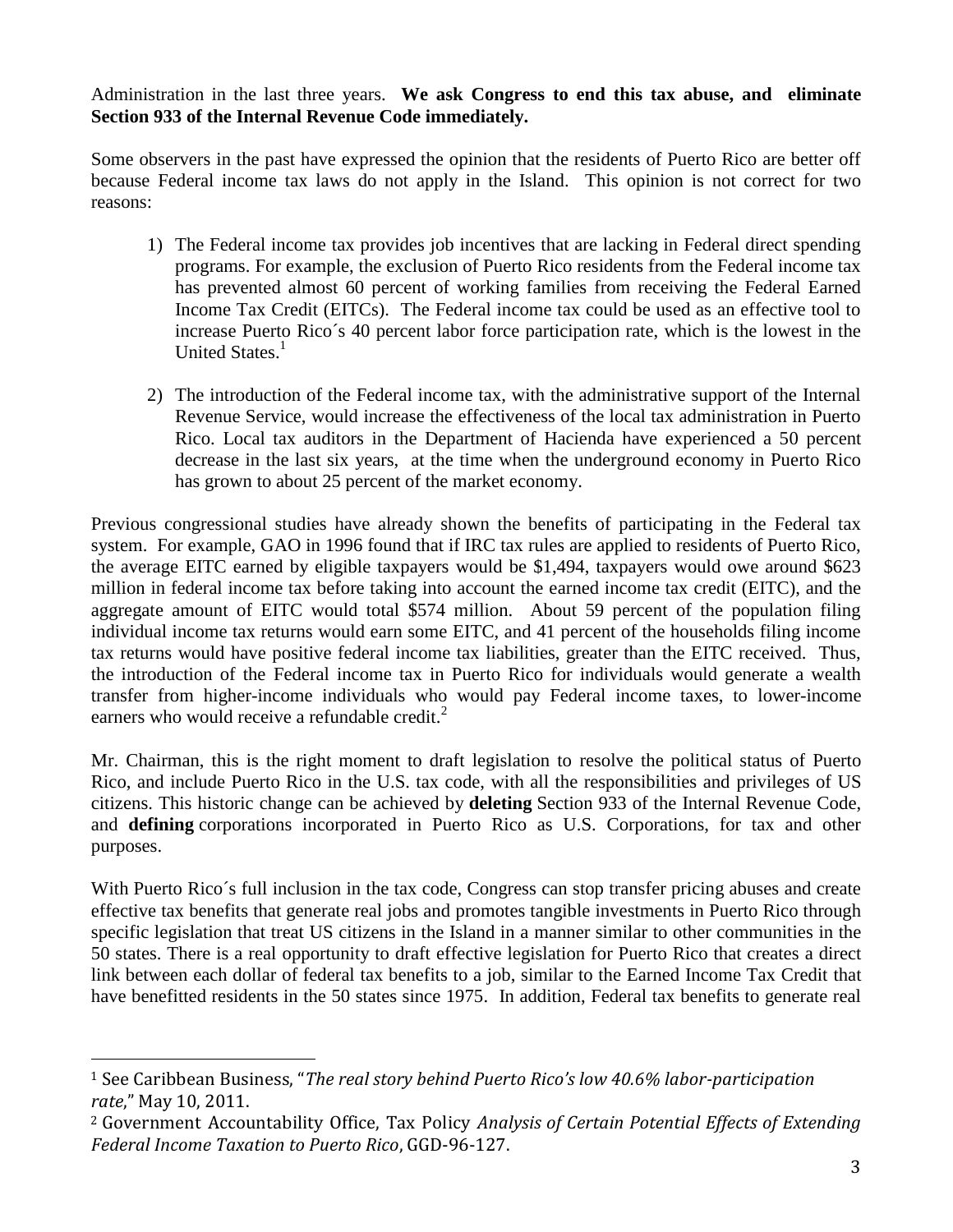Administration in the last three years. **We ask Congress to end this tax abuse, and eliminate Section 933 of the Internal Revenue Code immediately.**

Some observers in the past have expressed the opinion that the residents of Puerto Rico are better off because Federal income tax laws do not apply in the Island. This opinion is not correct for two reasons:

1) The Federal income tax provides job incentives that are lacking in Federal direct spending programs. For example, the exclusion of Puerto Rico residents from the Federal income tax has prevented almost 60 percent of working families from receiving the Federal Earned Income Tax Credit (EITCs). The Federal income tax could be used as an effective tool to increase Puerto Rico´s 40 percent labor force participation rate, which is the lowest in the United States.[1]

2) The introduction of the Federal income tax, with the administrative support of the Internal Revenue Service, would increase the effectiveness of the local tax administration in Puerto Rico. Local tax auditors in the Department of Hacienda have experienced a 50 percent decrease in the last six years, at the time when the underground economy in Puerto Rico has grown to about 25 percent of the market economy.

Previous congressional studies have already shown the benefits of participating in the Federal tax system. For example, GAO in 1996 found that if IRC tax rules are applied to residents of Puerto Rico, the average EITC earned by eligible taxpayers would be $1,494, taxpayers would owe around $623 million in federal income tax before taking into account the earned income tax credit (EITC), and the aggregate amount of EITC would total $574 million. About 59 percent of the population filing individual income tax returns would earn some EITC, and 41 percent of the households filing income tax returns would have positive federal income tax liabilities, greater than the EITC received. Thus, the introduction of the Federal income tax in Puerto Rico for individuals would generate a wealth transfer from higher-income individuals who would pay Federal income taxes, to lower-income earners who would receive a refundable credit.[2]

Mr. Chairman, this is the right moment to draft legislation to resolve the political status of Puerto Rico, and include Puerto Rico in the U.S. tax code, with all the responsibilities and privileges of US citizens. This historic change can be achieved by **deleting** Section 933 of the Internal Revenue Code, and **defining** corporations incorporated in Puerto Rico as U.S. Corporations, for tax and other purposes.

With Puerto Rico´s full inclusion in the tax code, Congress can stop transfer pricing abuses and create effective tax benefits that generate real jobs and promotes tangible investments in Puerto Rico through specific legislation that treat US citizens in the Island in a manner similar to other communities in the 50 states. There is a real opportunity to draft effective legislation for Puerto Rico that creates a direct link between each dollar of federal tax benefits to a job, similar to the Earned Income Tax Credit that have benefitted residents in the 50 states since 1975. In addition, Federal tax benefits to generate real

---

[1] See Caribbean Business, "*The real story behind Puerto Rico's low 40.6% labor-participation rate*," May 10, 2011.

[2] Government Accountability Office, Tax Policy *Analysis of Certain Potential Effects of Extending Federal Income Taxation to Puerto Rico*, GGD-96-127.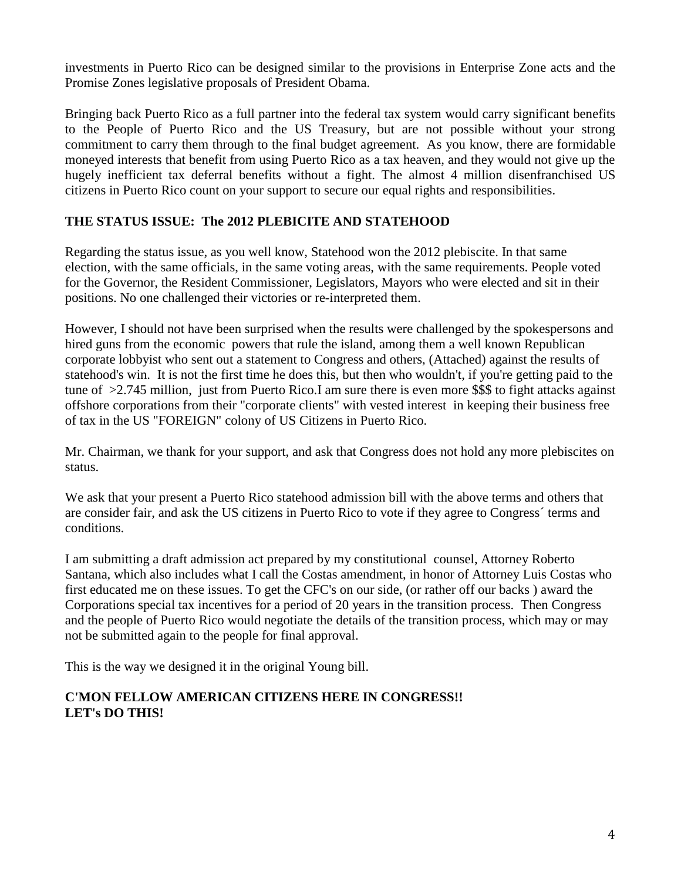investments in Puerto Rico can be designed similar to the provisions in Enterprise Zone acts and the Promise Zones legislative proposals of President Obama.

Bringing back Puerto Rico as a full partner into the federal tax system would carry significant benefits to the People of Puerto Rico and the US Treasury, but are not possible without your strong commitment to carry them through to the final budget agreement. As you know, there are formidable moneyed interests that benefit from using Puerto Rico as a tax heaven, and they would not give up the hugely inefficient tax deferral benefits without a fight. The almost 4 million disenfranchised US citizens in Puerto Rico count on your support to secure our equal rights and responsibilities.

**THE STATUS ISSUE: The 2012 PLEBICITE AND STATEHOOD**

Regarding the status issue, as you well know, Statehood won the 2012 plebiscite. In that same election, with the same officials, in the same voting areas, with the same requirements. People voted for the Governor, the Resident Commissioner, Legislators, Mayors who were elected and sit in their positions. No one challenged their victories or re-interpreted them.

However, I should not have been surprised when the results were challenged by the spokespersons and hired guns from the economic powers that rule the island, among them a well known Republican corporate lobbyist who sent out a statement to Congress and others, (Attached) against the results of statehood's win. It is not the first time he does this, but then who wouldn't, if you're getting paid to the tune of >2.745 million, just from Puerto Rico.I am sure there is even more $$$ to fight attacks against offshore corporations from their "corporate clients" with vested interest in keeping their business free of tax in the US "FOREIGN" colony of US Citizens in Puerto Rico.

Mr. Chairman, we thank for your support, and ask that Congress does not hold any more plebiscites on status.

We ask that your present a Puerto Rico statehood admission bill with the above terms and others that are consider fair, and ask the US citizens in Puerto Rico to vote if they agree to Congress´ terms and conditions.

I am submitting a draft admission act prepared by my constitutional counsel, Attorney Roberto Santana, which also includes what I call the Costas amendment, in honor of Attorney Luis Costas who first educated me on these issues. To get the CFC's on our side, (or rather off our backs ) award the Corporations special tax incentives for a period of 20 years in the transition process. Then Congress and the people of Puerto Rico would negotiate the details of the transition process, which may or may not be submitted again to the people for final approval.

This is the way we designed it in the original Young bill.

**C'MON FELLOW AMERICAN CITIZENS HERE IN CONGRESS!!**
**LET's DO THIS!**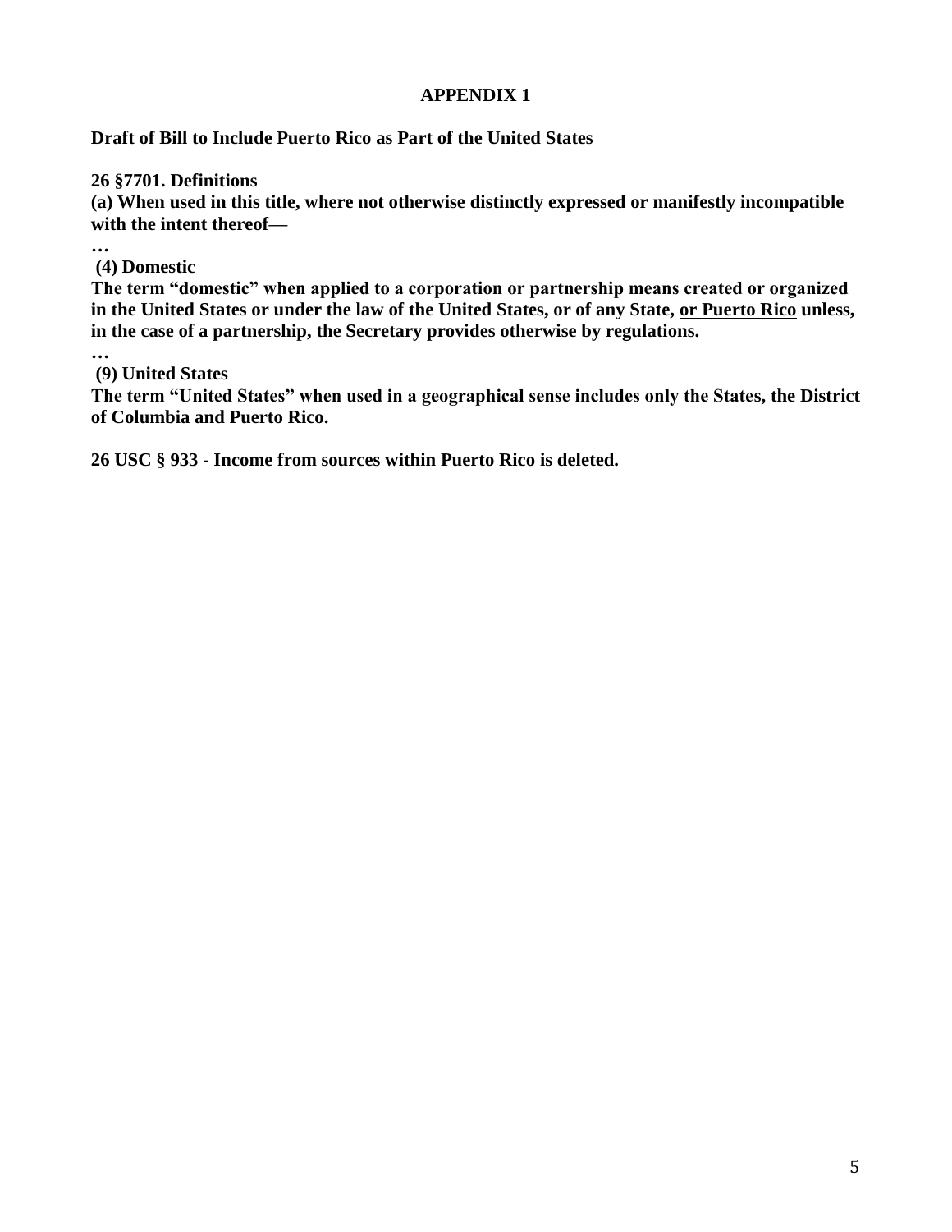## APPENDIX 1

**Draft of Bill to Include Puerto Rico as Part of the United States**

**26 §7701. Definitions**
**(a) When used in this title, where not otherwise distinctly expressed or manifestly incompatible with the intent thereof—**

**…**

**(4) Domestic**

**The term "domestic" when applied to a corporation or partnership means created or organized in the United States or under the law of the United States, or of any State, <u>or Puerto Rico</u> unless, in the case of a partnership, the Secretary provides otherwise by regulations.**

**…**

**(9) United States**

**The term "United States" when used in a geographical sense includes only the States, the District of Columbia and Puerto Rico.**

**~~26 USC § 933 - Income from sources within Puerto Rico~~ is deleted.**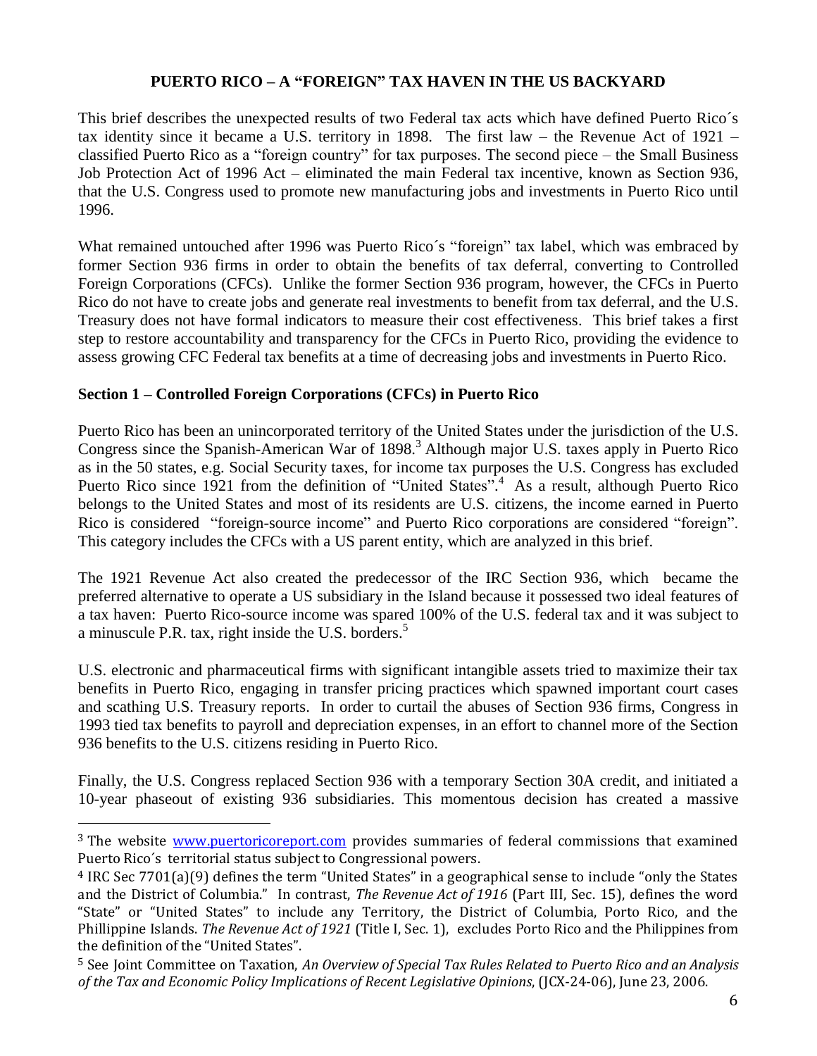## PUERTO RICO – A "FOREIGN" TAX HAVEN IN THE US BACKYARD

This brief describes the unexpected results of two Federal tax acts which have defined Puerto Rico´s tax identity since it became a U.S. territory in 1898. The first law – the Revenue Act of 1921 – classified Puerto Rico as a "foreign country" for tax purposes. The second piece – the Small Business Job Protection Act of 1996 Act – eliminated the main Federal tax incentive, known as Section 936, that the U.S. Congress used to promote new manufacturing jobs and investments in Puerto Rico until 1996.

What remained untouched after 1996 was Puerto Rico´s "foreign" tax label, which was embraced by former Section 936 firms in order to obtain the benefits of tax deferral, converting to Controlled Foreign Corporations (CFCs). Unlike the former Section 936 program, however, the CFCs in Puerto Rico do not have to create jobs and generate real investments to benefit from tax deferral, and the U.S. Treasury does not have formal indicators to measure their cost effectiveness. This brief takes a first step to restore accountability and transparency for the CFCs in Puerto Rico, providing the evidence to assess growing CFC Federal tax benefits at a time of decreasing jobs and investments in Puerto Rico.

### Section 1 – Controlled Foreign Corporations (CFCs) in Puerto Rico

Puerto Rico has been an unincorporated territory of the United States under the jurisdiction of the U.S. Congress since the Spanish-American War of 1898.[3] Although major U.S. taxes apply in Puerto Rico as in the 50 states, e.g. Social Security taxes, for income tax purposes the U.S. Congress has excluded Puerto Rico since 1921 from the definition of "United States".[4] As a result, although Puerto Rico belongs to the United States and most of its residents are U.S. citizens, the income earned in Puerto Rico is considered "foreign-source income" and Puerto Rico corporations are considered "foreign". This category includes the CFCs with a US parent entity, which are analyzed in this brief.

The 1921 Revenue Act also created the predecessor of the IRC Section 936, which became the preferred alternative to operate a US subsidiary in the Island because it possessed two ideal features of a tax haven: Puerto Rico-source income was spared 100% of the U.S. federal tax and it was subject to a minuscule P.R. tax, right inside the U.S. borders.[5]

U.S. electronic and pharmaceutical firms with significant intangible assets tried to maximize their tax benefits in Puerto Rico, engaging in transfer pricing practices which spawned important court cases and scathing U.S. Treasury reports. In order to curtail the abuses of Section 936 firms, Congress in 1993 tied tax benefits to payroll and depreciation expenses, in an effort to channel more of the Section 936 benefits to the U.S. citizens residing in Puerto Rico.

Finally, the U.S. Congress replaced Section 936 with a temporary Section 30A credit, and initiated a 10-year phaseout of existing 936 subsidiaries. This momentous decision has created a massive

---

[3] The website www.puertoricoreport.com provides summaries of federal commissions that examined Puerto Rico´s territorial status subject to Congressional powers.

[4] IRC Sec 7701(a)(9) defines the term "United States" in a geographical sense to include "only the States and the District of Columbia." In contrast, *The Revenue Act of 1916* (Part III, Sec. 15), defines the word "State" or "United States" to include any Territory, the District of Columbia, Porto Rico, and the Phillippine Islands. *The Revenue Act of 1921* (Title I, Sec. 1), excludes Porto Rico and the Philippines from the definition of the "United States".

[5] See Joint Committee on Taxation, *An Overview of Special Tax Rules Related to Puerto Rico and an Analysis of the Tax and Economic Policy Implications of Recent Legislative Opinions*, (JCX-24-06), June 23, 2006.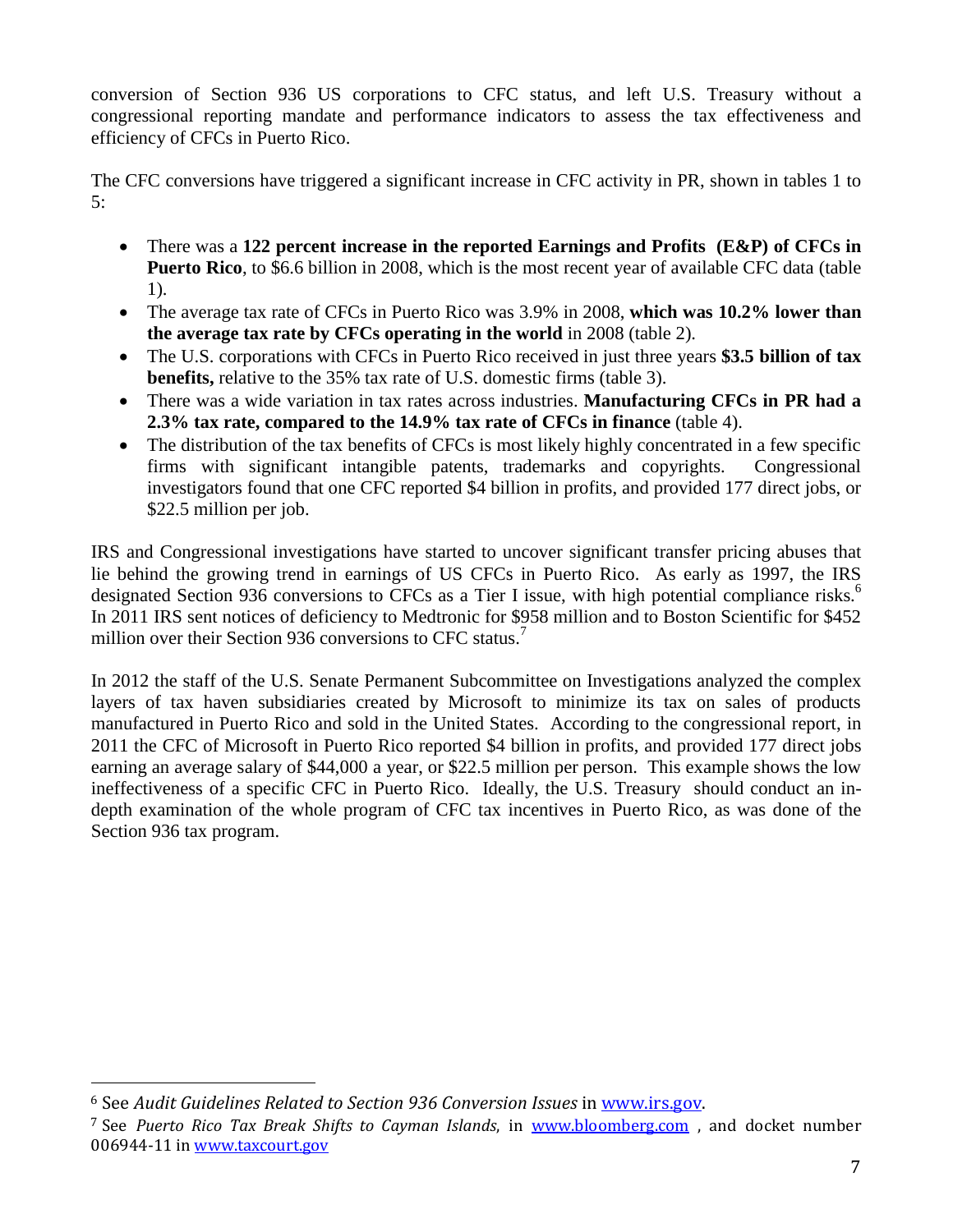conversion of Section 936 US corporations to CFC status, and left U.S. Treasury without a congressional reporting mandate and performance indicators to assess the tax effectiveness and efficiency of CFCs in Puerto Rico.

The CFC conversions have triggered a significant increase in CFC activity in PR, shown in tables 1 to 5:

- There was a **122 percent increase in the reported Earnings and Profits (E&P) of CFCs in Puerto Rico**, to $6.6 billion in 2008, which is the most recent year of available CFC data (table 1).
- The average tax rate of CFCs in Puerto Rico was 3.9% in 2008, **which was 10.2% lower than the average tax rate by CFCs operating in the world** in 2008 (table 2).
- The U.S. corporations with CFCs in Puerto Rico received in just three years **$3.5 billion of tax benefits,** relative to the 35% tax rate of U.S. domestic firms (table 3).
- There was a wide variation in tax rates across industries. **Manufacturing CFCs in PR had a 2.3% tax rate, compared to the 14.9% tax rate of CFCs in finance** (table 4).
- The distribution of the tax benefits of CFCs is most likely highly concentrated in a few specific firms with significant intangible patents, trademarks and copyrights. Congressional investigators found that one CFC reported $4 billion in profits, and provided 177 direct jobs, or $22.5 million per job.

IRS and Congressional investigations have started to uncover significant transfer pricing abuses that lie behind the growing trend in earnings of US CFCs in Puerto Rico. As early as 1997, the IRS designated Section 936 conversions to CFCs as a Tier I issue, with high potential compliance risks.[6] In 2011 IRS sent notices of deficiency to Medtronic for $958 million and to Boston Scientific for $452 million over their Section 936 conversions to CFC status.[7]

In 2012 the staff of the U.S. Senate Permanent Subcommittee on Investigations analyzed the complex layers of tax haven subsidiaries created by Microsoft to minimize its tax on sales of products manufactured in Puerto Rico and sold in the United States. According to the congressional report, in 2011 the CFC of Microsoft in Puerto Rico reported $4 billion in profits, and provided 177 direct jobs earning an average salary of $44,000 a year, or $22.5 million per person. This example shows the low ineffectiveness of a specific CFC in Puerto Rico. Ideally, the U.S. Treasury should conduct an in-depth examination of the whole program of CFC tax incentives in Puerto Rico, as was done of the Section 936 tax program.

---

[6] See *Audit Guidelines Related to Section 936 Conversion Issues* in www.irs.gov.

[7] See *Puerto Rico Tax Break Shifts to Cayman Islands,* in www.bloomberg.com , and docket number 006944-11 in www.taxcourt.gov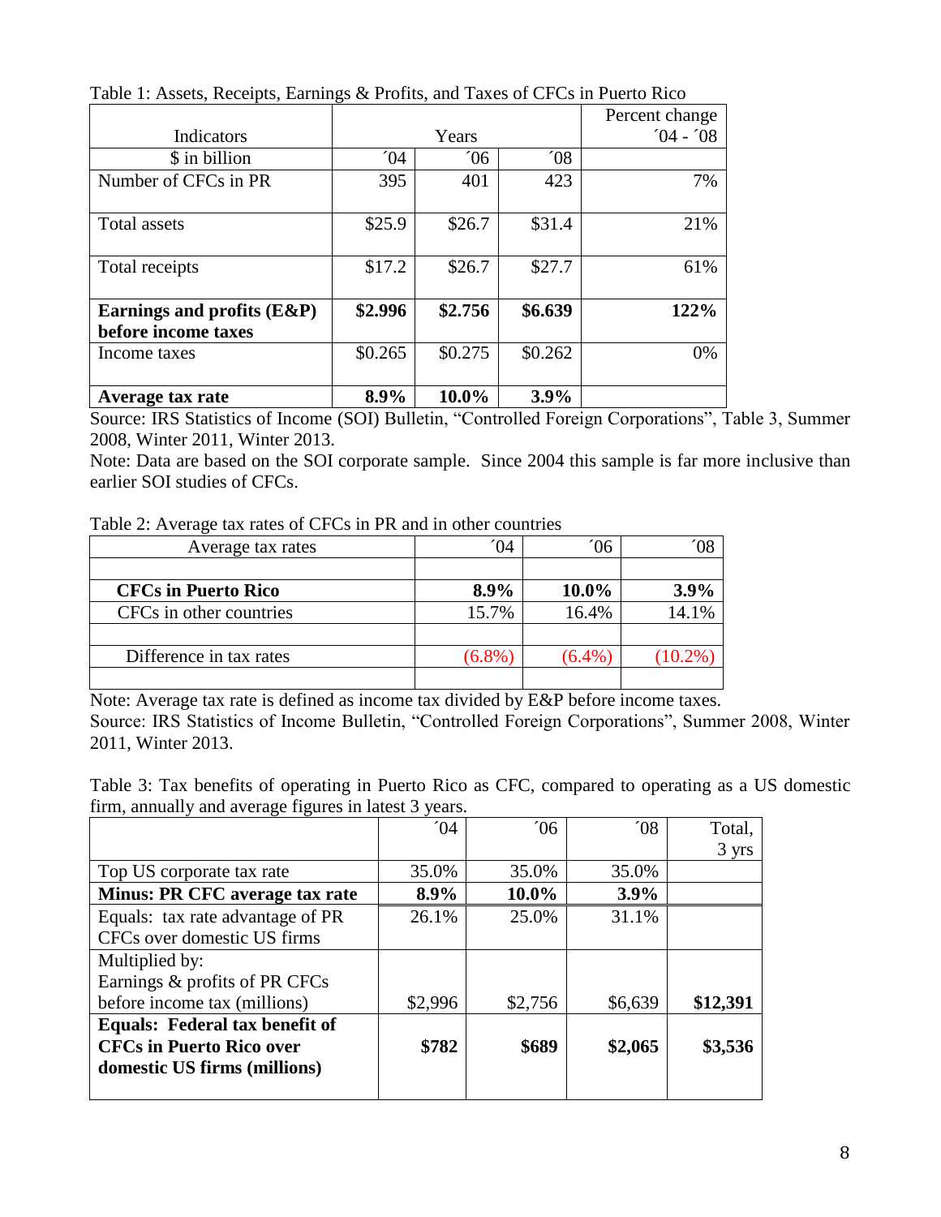Table 1: Assets, Receipts, Earnings & Profits, and Taxes of CFCs in Puerto Rico

| Indicators | Years | | | Percent change ´04 - ´08 |
|---|---|---|---|---|
| $ in billion | ´04 | ´06 | ´08 | |
| Number of CFCs in PR | 395 | 401 | 423 | 7% |
| Total assets | $25.9 | $26.7 | $31.4 | 21% |
| Total receipts | $17.2 | $26.7 | $27.7 | 61% |
| **Earnings and profits (E&P) before income taxes** | **$2.996** | **$2.756** | **$6.639** | **122%** |
| Income taxes | $0.265 | $0.275 | $0.262 | 0% |
| **Average tax rate** | **8.9%** | **10.0%** | **3.9%** | |

Source: IRS Statistics of Income (SOI) Bulletin, "Controlled Foreign Corporations", Table 3, Summer 2008, Winter 2011, Winter 2013.

Note: Data are based on the SOI corporate sample. Since 2004 this sample is far more inclusive than earlier SOI studies of CFCs.

Table 2: Average tax rates of CFCs in PR and in other countries

| Average tax rates | ´04 | ´06 | ´08 |
|---|---|---|---|
| | | | |
| **CFCs in Puerto Rico** | **8.9%** | **10.0%** | **3.9%** |
| CFCs in other countries | 15.7% | 16.4% | 14.1% |
| | | | |
| Difference in tax rates | (6.8%) | (6.4%) | (10.2%) |
| | | | |

Note: Average tax rate is defined as income tax divided by E&P before income taxes.
Source: IRS Statistics of Income Bulletin, "Controlled Foreign Corporations", Summer 2008, Winter 2011, Winter 2013.

Table 3: Tax benefits of operating in Puerto Rico as CFC, compared to operating as a US domestic firm, annually and average figures in latest 3 years.

| | ´04 | ´06 | ´08 | Total, 3 yrs |
|---|---|---|---|---|
| Top US corporate tax rate | 35.0% | 35.0% | 35.0% | |
| **Minus: PR CFC average tax rate** | **8.9%** | **10.0%** | **3.9%** | |
| Equals: tax rate advantage of PR CFCs over domestic US firms | 26.1% | 25.0% | 31.1% | |
| Multiplied by: Earnings & profits of PR CFCs before income tax (millions) | $2,996 | $2,756 | $6,639 | **$12,391** |
| **Equals: Federal tax benefit of CFCs in Puerto Rico over domestic US firms (millions)** | **$782** | **$689** | **$2,065** | **$3,536** |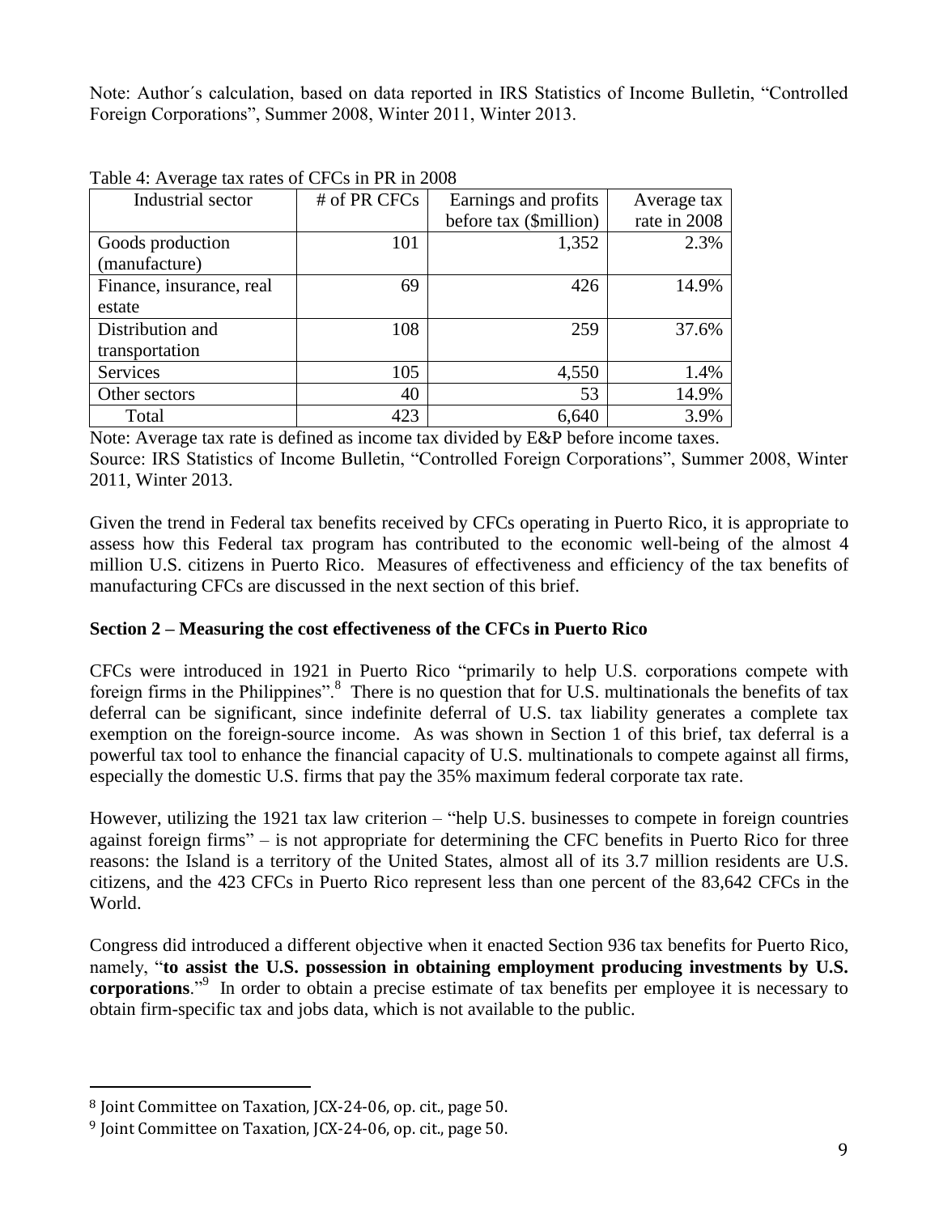Note: Author´s calculation, based on data reported in IRS Statistics of Income Bulletin, "Controlled Foreign Corporations", Summer 2008, Winter 2011, Winter 2013.

Table 4: Average tax rates of CFCs in PR in 2008

| Industrial sector | # of PR CFCs | Earnings and profits before tax ($million) | Average tax rate in 2008 |
|---|---|---|---|
| Goods production (manufacture) | 101 | 1,352 | 2.3% |
| Finance, insurance, real estate | 69 | 426 | 14.9% |
| Distribution and transportation | 108 | 259 | 37.6% |
| Services | 105 | 4,550 | 1.4% |
| Other sectors | 40 | 53 | 14.9% |
| Total | 423 | 6,640 | 3.9% |

Note: Average tax rate is defined as income tax divided by E&P before income taxes.
Source: IRS Statistics of Income Bulletin, "Controlled Foreign Corporations", Summer 2008, Winter 2011, Winter 2013.

Given the trend in Federal tax benefits received by CFCs operating in Puerto Rico, it is appropriate to assess how this Federal tax program has contributed to the economic well-being of the almost 4 million U.S. citizens in Puerto Rico. Measures of effectiveness and efficiency of the tax benefits of manufacturing CFCs are discussed in the next section of this brief.

**Section 2 – Measuring the cost effectiveness of the CFCs in Puerto Rico**

CFCs were introduced in 1921 in Puerto Rico "primarily to help U.S. corporations compete with foreign firms in the Philippines".[8] There is no question that for U.S. multinationals the benefits of tax deferral can be significant, since indefinite deferral of U.S. tax liability generates a complete tax exemption on the foreign-source income. As was shown in Section 1 of this brief, tax deferral is a powerful tax tool to enhance the financial capacity of U.S. multinationals to compete against all firms, especially the domestic U.S. firms that pay the 35% maximum federal corporate tax rate.

However, utilizing the 1921 tax law criterion – "help U.S. businesses to compete in foreign countries against foreign firms" – is not appropriate for determining the CFC benefits in Puerto Rico for three reasons: the Island is a territory of the United States, almost all of its 3.7 million residents are U.S. citizens, and the 423 CFCs in Puerto Rico represent less than one percent of the 83,642 CFCs in the World.

Congress did introduced a different objective when it enacted Section 936 tax benefits for Puerto Rico, namely, "**to assist the U.S. possession in obtaining employment producing investments by U.S. corporations**."[9] In order to obtain a precise estimate of tax benefits per employee it is necessary to obtain firm-specific tax and jobs data, which is not available to the public.

---

[8] Joint Committee on Taxation, JCX-24-06, op. cit., page 50.

[9] Joint Committee on Taxation, JCX-24-06, op. cit., page 50.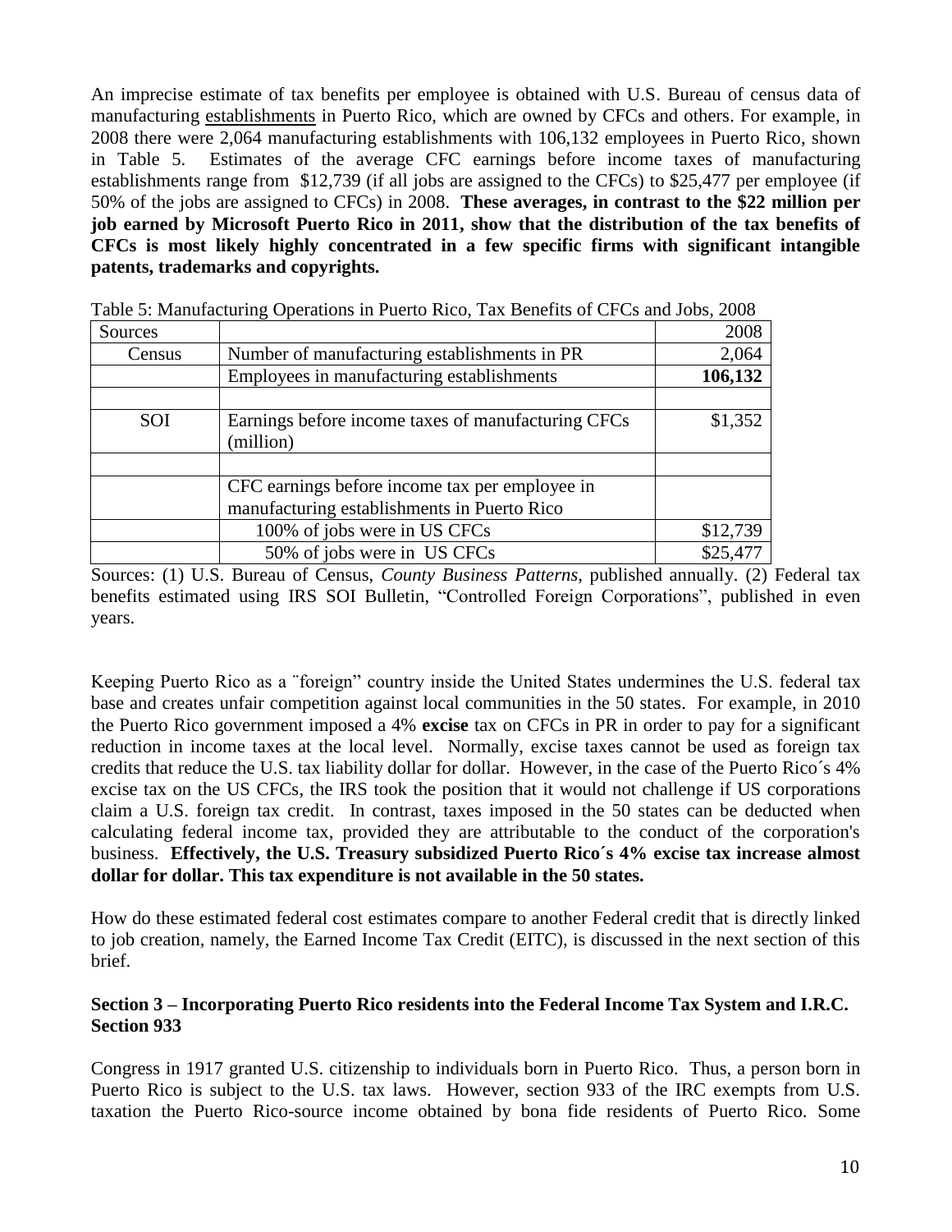An imprecise estimate of tax benefits per employee is obtained with U.S. Bureau of census data of manufacturing establishments in Puerto Rico, which are owned by CFCs and others. For example, in 2008 there were 2,064 manufacturing establishments with 106,132 employees in Puerto Rico, shown in Table 5. Estimates of the average CFC earnings before income taxes of manufacturing establishments range from $12,739 (if all jobs are assigned to the CFCs) to $25,477 per employee (if 50% of the jobs are assigned to CFCs) in 2008. **These averages, in contrast to the $22 million per job earned by Microsoft Puerto Rico in 2011, show that the distribution of the tax benefits of CFCs is most likely highly concentrated in a few specific firms with significant intangible patents, trademarks and copyrights.**

Table 5: Manufacturing Operations in Puerto Rico, Tax Benefits of CFCs and Jobs, 2008

| Sources | | 2008 |
|---|---|---|
| Census | Number of manufacturing establishments in PR | 2,064 |
| | Employees in manufacturing establishments | **106,132** |
| | | |
| SOI | Earnings before income taxes of manufacturing CFCs (million) | $1,352 |
| | | |
| | CFC earnings before income tax per employee in manufacturing establishments in Puerto Rico | |
| | 100% of jobs were in US CFCs | $12,739 |
| | 50% of jobs were in US CFCs | $25,477 |

Sources: (1) U.S. Bureau of Census, *County Business Patterns*, published annually. (2) Federal tax benefits estimated using IRS SOI Bulletin, "Controlled Foreign Corporations", published in even years.

Keeping Puerto Rico as a ¨foreign" country inside the United States undermines the U.S. federal tax base and creates unfair competition against local communities in the 50 states. For example, in 2010 the Puerto Rico government imposed a 4% **excise** tax on CFCs in PR in order to pay for a significant reduction in income taxes at the local level. Normally, excise taxes cannot be used as foreign tax credits that reduce the U.S. tax liability dollar for dollar. However, in the case of the Puerto Rico´s 4% excise tax on the US CFCs, the IRS took the position that it would not challenge if US corporations claim a U.S. foreign tax credit. In contrast, taxes imposed in the 50 states can be deducted when calculating federal income tax, provided they are attributable to the conduct of the corporation's business. **Effectively, the U.S. Treasury subsidized Puerto Rico´s 4% excise tax increase almost dollar for dollar. This tax expenditure is not available in the 50 states.**

How do these estimated federal cost estimates compare to another Federal credit that is directly linked to job creation, namely, the Earned Income Tax Credit (EITC), is discussed in the next section of this brief.

### Section 3 – Incorporating Puerto Rico residents into the Federal Income Tax System and I.R.C. Section 933

Congress in 1917 granted U.S. citizenship to individuals born in Puerto Rico. Thus, a person born in Puerto Rico is subject to the U.S. tax laws. However, section 933 of the IRC exempts from U.S. taxation the Puerto Rico-source income obtained by bona fide residents of Puerto Rico. Some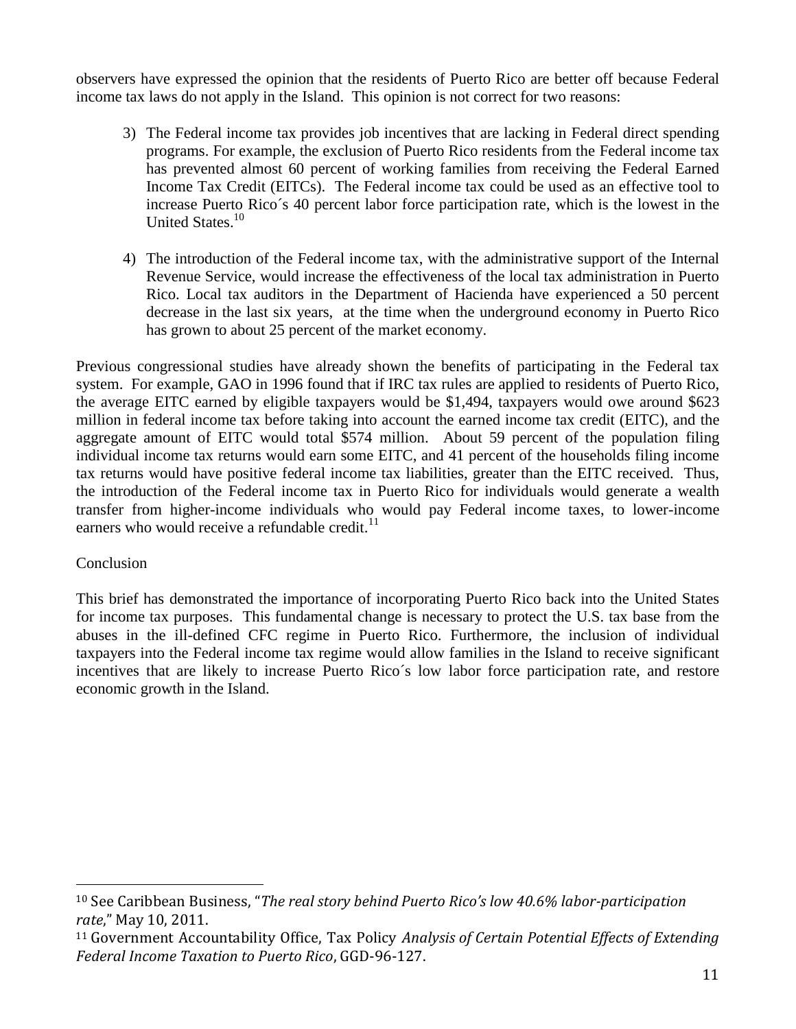observers have expressed the opinion that the residents of Puerto Rico are better off because Federal income tax laws do not apply in the Island. This opinion is not correct for two reasons:

3) The Federal income tax provides job incentives that are lacking in Federal direct spending programs. For example, the exclusion of Puerto Rico residents from the Federal income tax has prevented almost 60 percent of working families from receiving the Federal Earned Income Tax Credit (EITCs). The Federal income tax could be used as an effective tool to increase Puerto Rico´s 40 percent labor force participation rate, which is the lowest in the United States.[10]

4) The introduction of the Federal income tax, with the administrative support of the Internal Revenue Service, would increase the effectiveness of the local tax administration in Puerto Rico. Local tax auditors in the Department of Hacienda have experienced a 50 percent decrease in the last six years, at the time when the underground economy in Puerto Rico has grown to about 25 percent of the market economy.

Previous congressional studies have already shown the benefits of participating in the Federal tax system. For example, GAO in 1996 found that if IRC tax rules are applied to residents of Puerto Rico, the average EITC earned by eligible taxpayers would be $1,494, taxpayers would owe around $623 million in federal income tax before taking into account the earned income tax credit (EITC), and the aggregate amount of EITC would total $574 million. About 59 percent of the population filing individual income tax returns would earn some EITC, and 41 percent of the households filing income tax returns would have positive federal income tax liabilities, greater than the EITC received. Thus, the introduction of the Federal income tax in Puerto Rico for individuals would generate a wealth transfer from higher-income individuals who would pay Federal income taxes, to lower-income earners who would receive a refundable credit.[11]

Conclusion

This brief has demonstrated the importance of incorporating Puerto Rico back into the United States for income tax purposes. This fundamental change is necessary to protect the U.S. tax base from the abuses in the ill-defined CFC regime in Puerto Rico. Furthermore, the inclusion of individual taxpayers into the Federal income tax regime would allow families in the Island to receive significant incentives that are likely to increase Puerto Rico´s low labor force participation rate, and restore economic growth in the Island.

---

[10] See Caribbean Business, "*The real story behind Puerto Rico's low 40.6% labor-participation rate*," May 10, 2011.

[11] Government Accountability Office, Tax Policy *Analysis of Certain Potential Effects of Extending Federal Income Taxation to Puerto Rico*, GGD-96-127.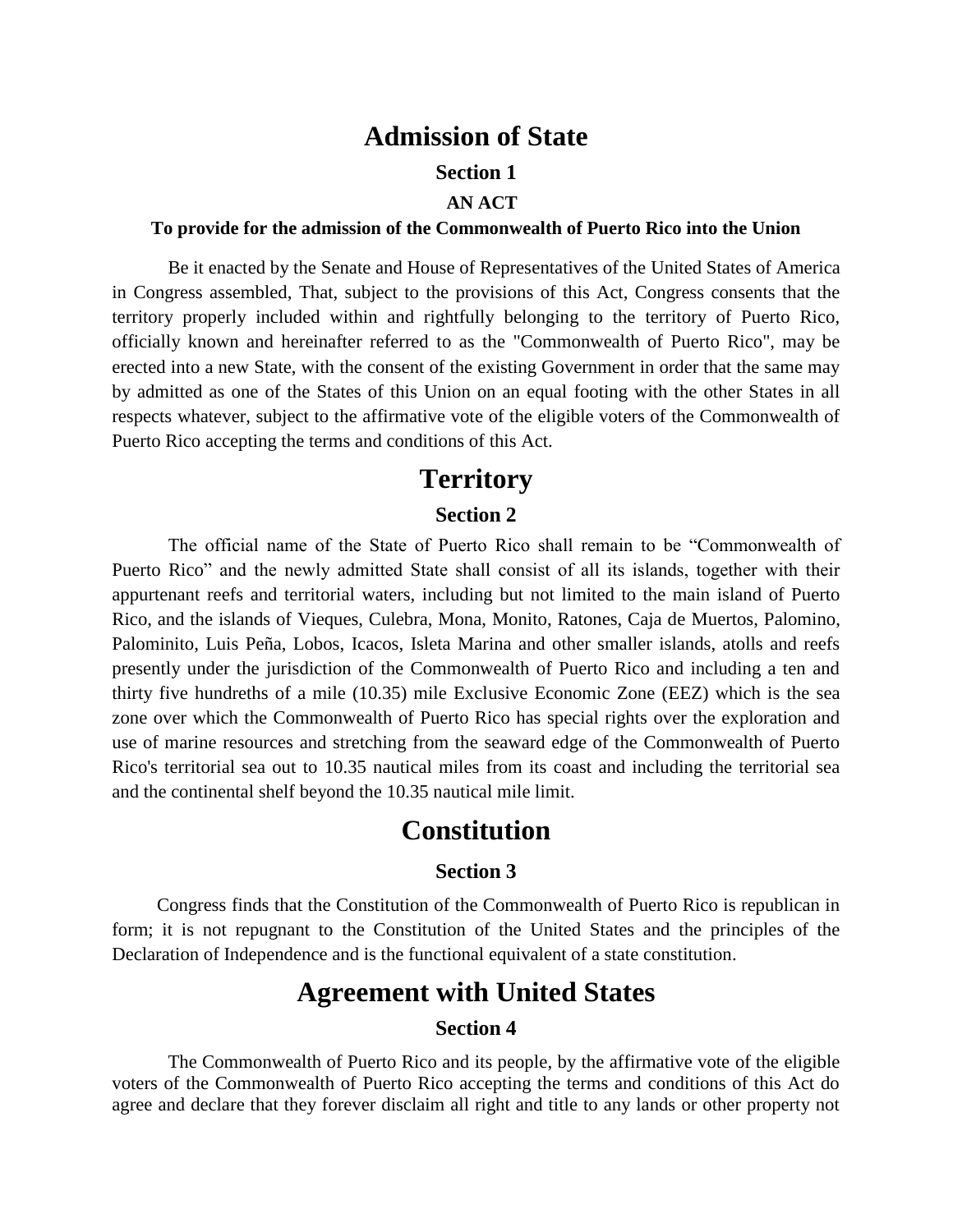# Admission of State

### Section 1

#### AN ACT

#### To provide for the admission of the Commonwealth of Puerto Rico into the Union

Be it enacted by the Senate and House of Representatives of the United States of America in Congress assembled, That, subject to the provisions of this Act, Congress consents that the territory properly included within and rightfully belonging to the territory of Puerto Rico, officially known and hereinafter referred to as the "Commonwealth of Puerto Rico", may be erected into a new State, with the consent of the existing Government in order that the same may by admitted as one of the States of this Union on an equal footing with the other States in all respects whatever, subject to the affirmative vote of the eligible voters of the Commonwealth of Puerto Rico accepting the terms and conditions of this Act.

# Territory

### Section 2

The official name of the State of Puerto Rico shall remain to be "Commonwealth of Puerto Rico" and the newly admitted State shall consist of all its islands, together with their appurtenant reefs and territorial waters, including but not limited to the main island of Puerto Rico, and the islands of Vieques, Culebra, Mona, Monito, Ratones, Caja de Muertos, Palomino, Palominito, Luis Peña, Lobos, Icacos, Isleta Marina and other smaller islands, atolls and reefs presently under the jurisdiction of the Commonwealth of Puerto Rico and including a ten and thirty five hundreths of a mile (10.35) mile Exclusive Economic Zone (EEZ) which is the sea zone over which the Commonwealth of Puerto Rico has special rights over the exploration and use of marine resources and stretching from the seaward edge of the Commonwealth of Puerto Rico's territorial sea out to 10.35 nautical miles from its coast and including the territorial sea and the continental shelf beyond the 10.35 nautical mile limit.

# Constitution

### Section 3

Congress finds that the Constitution of the Commonwealth of Puerto Rico is republican in form; it is not repugnant to the Constitution of the United States and the principles of the Declaration of Independence and is the functional equivalent of a state constitution.

# Agreement with United States

### Section 4

The Commonwealth of Puerto Rico and its people, by the affirmative vote of the eligible voters of the Commonwealth of Puerto Rico accepting the terms and conditions of this Act do agree and declare that they forever disclaim all right and title to any lands or other property not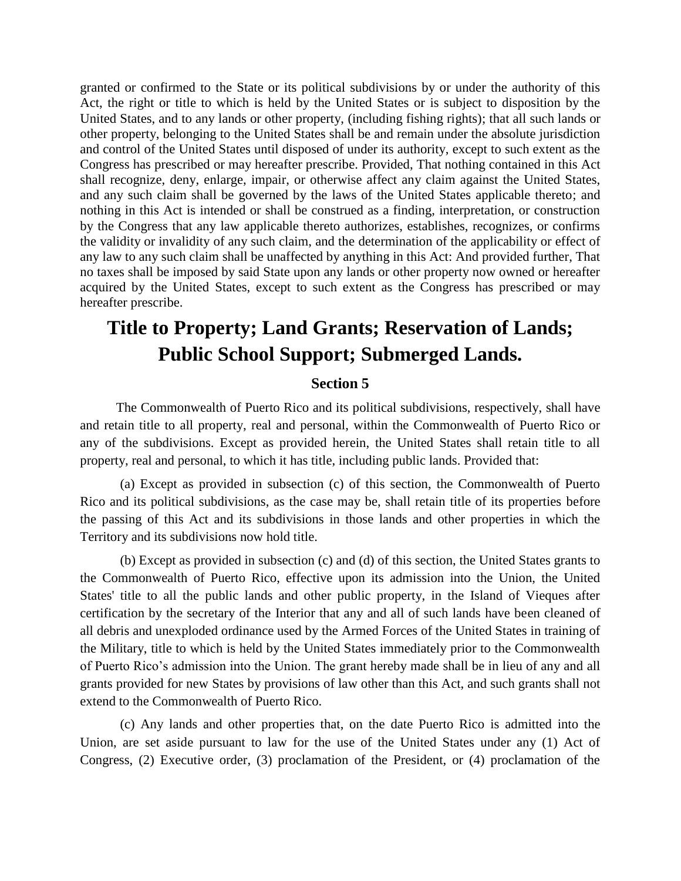granted or confirmed to the State or its political subdivisions by or under the authority of this Act, the right or title to which is held by the United States or is subject to disposition by the United States, and to any lands or other property, (including fishing rights); that all such lands or other property, belonging to the United States shall be and remain under the absolute jurisdiction and control of the United States until disposed of under its authority, except to such extent as the Congress has prescribed or may hereafter prescribe. Provided, That nothing contained in this Act shall recognize, deny, enlarge, impair, or otherwise affect any claim against the United States, and any such claim shall be governed by the laws of the United States applicable thereto; and nothing in this Act is intended or shall be construed as a finding, interpretation, or construction by the Congress that any law applicable thereto authorizes, establishes, recognizes, or confirms the validity or invalidity of any such claim, and the determination of the applicability or effect of any law to any such claim shall be unaffected by anything in this Act: And provided further, That no taxes shall be imposed by said State upon any lands or other property now owned or hereafter acquired by the United States, except to such extent as the Congress has prescribed or may hereafter prescribe.

# Title to Property; Land Grants; Reservation of Lands; Public School Support; Submerged Lands.

### Section 5

The Commonwealth of Puerto Rico and its political subdivisions, respectively, shall have and retain title to all property, real and personal, within the Commonwealth of Puerto Rico or any of the subdivisions. Except as provided herein, the United States shall retain title to all property, real and personal, to which it has title, including public lands. Provided that:

(a) Except as provided in subsection (c) of this section, the Commonwealth of Puerto Rico and its political subdivisions, as the case may be, shall retain title of its properties before the passing of this Act and its subdivisions in those lands and other properties in which the Territory and its subdivisions now hold title.

(b) Except as provided in subsection (c) and (d) of this section, the United States grants to the Commonwealth of Puerto Rico, effective upon its admission into the Union, the United States' title to all the public lands and other public property, in the Island of Vieques after certification by the secretary of the Interior that any and all of such lands have been cleaned of all debris and unexploded ordinance used by the Armed Forces of the United States in training of the Military, title to which is held by the United States immediately prior to the Commonwealth of Puerto Rico's admission into the Union. The grant hereby made shall be in lieu of any and all grants provided for new States by provisions of law other than this Act, and such grants shall not extend to the Commonwealth of Puerto Rico.

(c) Any lands and other properties that, on the date Puerto Rico is admitted into the Union, are set aside pursuant to law for the use of the United States under any (1) Act of Congress, (2) Executive order, (3) proclamation of the President, or (4) proclamation of the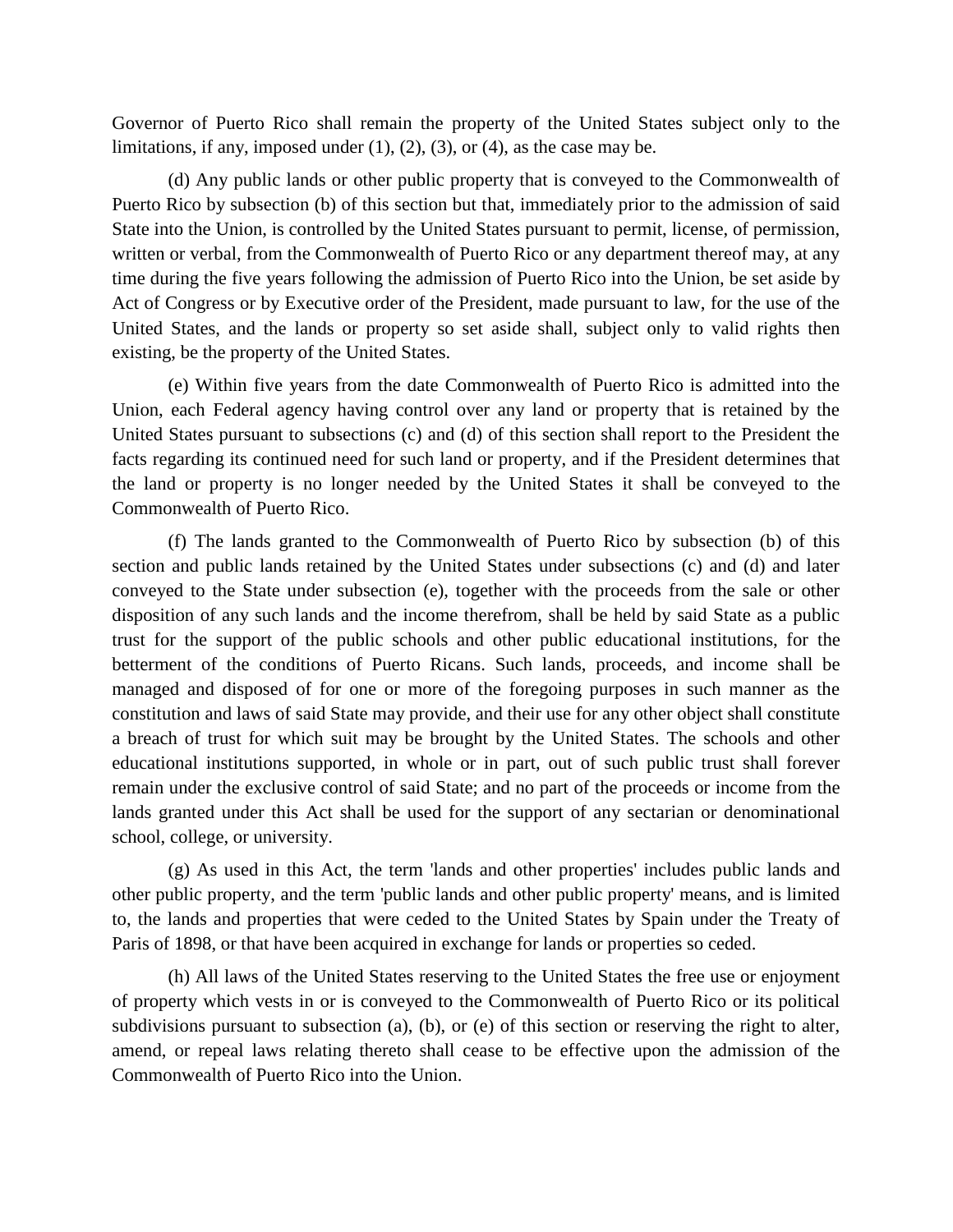Governor of Puerto Rico shall remain the property of the United States subject only to the limitations, if any, imposed under (1), (2), (3), or (4), as the case may be.

(d) Any public lands or other public property that is conveyed to the Commonwealth of Puerto Rico by subsection (b) of this section but that, immediately prior to the admission of said State into the Union, is controlled by the United States pursuant to permit, license, of permission, written or verbal, from the Commonwealth of Puerto Rico or any department thereof may, at any time during the five years following the admission of Puerto Rico into the Union, be set aside by Act of Congress or by Executive order of the President, made pursuant to law, for the use of the United States, and the lands or property so set aside shall, subject only to valid rights then existing, be the property of the United States.

(e) Within five years from the date Commonwealth of Puerto Rico is admitted into the Union, each Federal agency having control over any land or property that is retained by the United States pursuant to subsections (c) and (d) of this section shall report to the President the facts regarding its continued need for such land or property, and if the President determines that the land or property is no longer needed by the United States it shall be conveyed to the Commonwealth of Puerto Rico.

(f) The lands granted to the Commonwealth of Puerto Rico by subsection (b) of this section and public lands retained by the United States under subsections (c) and (d) and later conveyed to the State under subsection (e), together with the proceeds from the sale or other disposition of any such lands and the income therefrom, shall be held by said State as a public trust for the support of the public schools and other public educational institutions, for the betterment of the conditions of Puerto Ricans. Such lands, proceeds, and income shall be managed and disposed of for one or more of the foregoing purposes in such manner as the constitution and laws of said State may provide, and their use for any other object shall constitute a breach of trust for which suit may be brought by the United States. The schools and other educational institutions supported, in whole or in part, out of such public trust shall forever remain under the exclusive control of said State; and no part of the proceeds or income from the lands granted under this Act shall be used for the support of any sectarian or denominational school, college, or university.

(g) As used in this Act, the term 'lands and other properties' includes public lands and other public property, and the term 'public lands and other public property' means, and is limited to, the lands and properties that were ceded to the United States by Spain under the Treaty of Paris of 1898, or that have been acquired in exchange for lands or properties so ceded.

(h) All laws of the United States reserving to the United States the free use or enjoyment of property which vests in or is conveyed to the Commonwealth of Puerto Rico or its political subdivisions pursuant to subsection (a), (b), or (e) of this section or reserving the right to alter, amend, or repeal laws relating thereto shall cease to be effective upon the admission of the Commonwealth of Puerto Rico into the Union.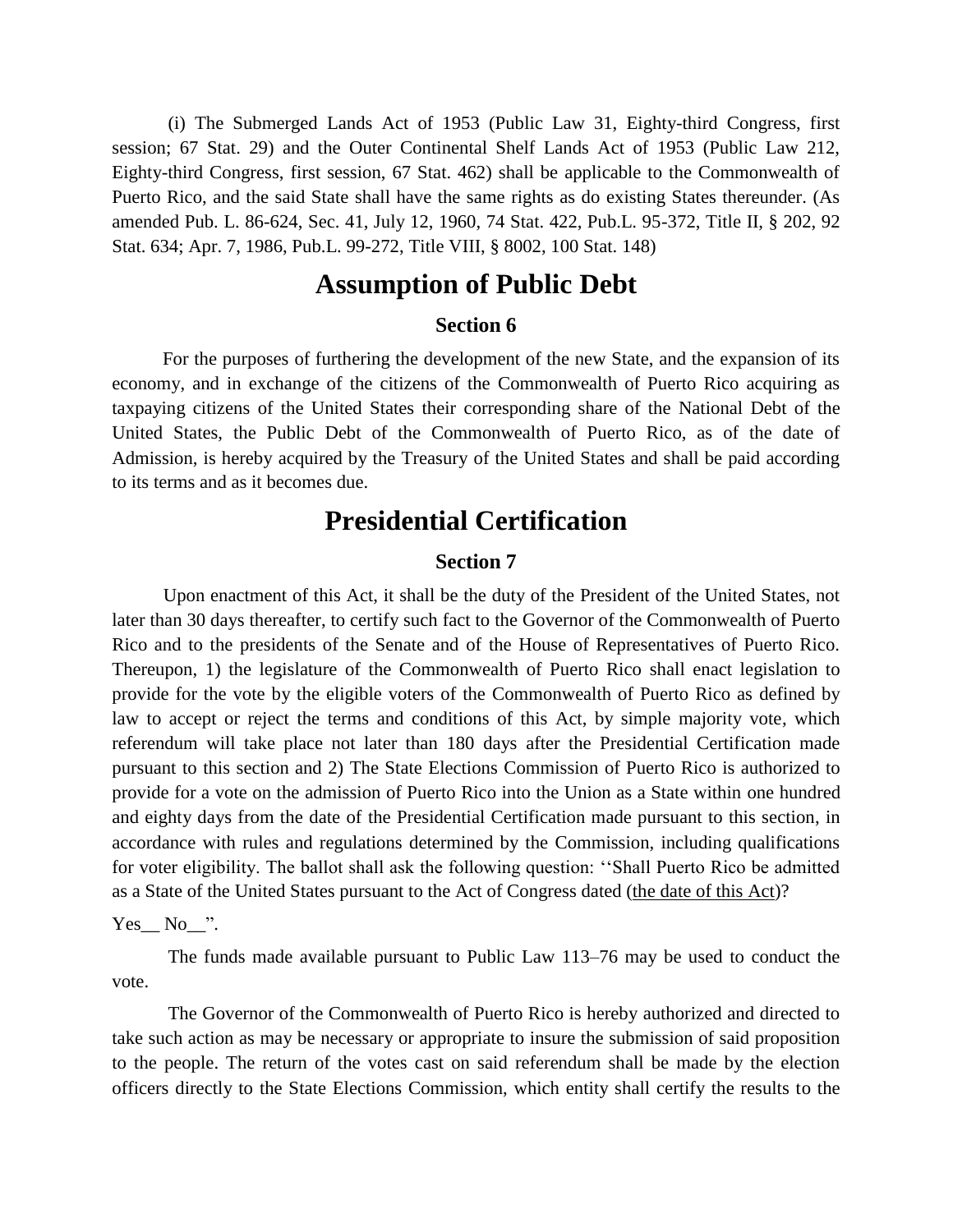(i) The Submerged Lands Act of 1953 (Public Law 31, Eighty-third Congress, first session; 67 Stat. 29) and the Outer Continental Shelf Lands Act of 1953 (Public Law 212, Eighty-third Congress, first session, 67 Stat. 462) shall be applicable to the Commonwealth of Puerto Rico, and the said State shall have the same rights as do existing States thereunder. (As amended Pub. L. 86-624, Sec. 41, July 12, 1960, 74 Stat. 422, Pub.L. 95-372, Title II, § 202, 92 Stat. 634; Apr. 7, 1986, Pub.L. 99-272, Title VIII, § 8002, 100 Stat. 148)

# Assumption of Public Debt

### Section 6

For the purposes of furthering the development of the new State, and the expansion of its economy, and in exchange of the citizens of the Commonwealth of Puerto Rico acquiring as taxpaying citizens of the United States their corresponding share of the National Debt of the United States, the Public Debt of the Commonwealth of Puerto Rico, as of the date of Admission, is hereby acquired by the Treasury of the United States and shall be paid according to its terms and as it becomes due.

# Presidential Certification

### Section 7

Upon enactment of this Act, it shall be the duty of the President of the United States, not later than 30 days thereafter, to certify such fact to the Governor of the Commonwealth of Puerto Rico and to the presidents of the Senate and of the House of Representatives of Puerto Rico. Thereupon, 1) the legislature of the Commonwealth of Puerto Rico shall enact legislation to provide for the vote by the eligible voters of the Commonwealth of Puerto Rico as defined by law to accept or reject the terms and conditions of this Act, by simple majority vote, which referendum will take place not later than 180 days after the Presidential Certification made pursuant to this section and 2) The State Elections Commission of Puerto Rico is authorized to provide for a vote on the admission of Puerto Rico into the Union as a State within one hundred and eighty days from the date of the Presidential Certification made pursuant to this section, in accordance with rules and regulations determined by the Commission, including qualifications for voter eligibility. The ballot shall ask the following question: ''Shall Puerto Rico be admitted as a State of the United States pursuant to the Act of Congress dated (<u>the date of this Act</u>)?

Yes__ No__".

The funds made available pursuant to Public Law 113–76 may be used to conduct the vote.

The Governor of the Commonwealth of Puerto Rico is hereby authorized and directed to take such action as may be necessary or appropriate to insure the submission of said proposition to the people. The return of the votes cast on said referendum shall be made by the election officers directly to the State Elections Commission, which entity shall certify the results to the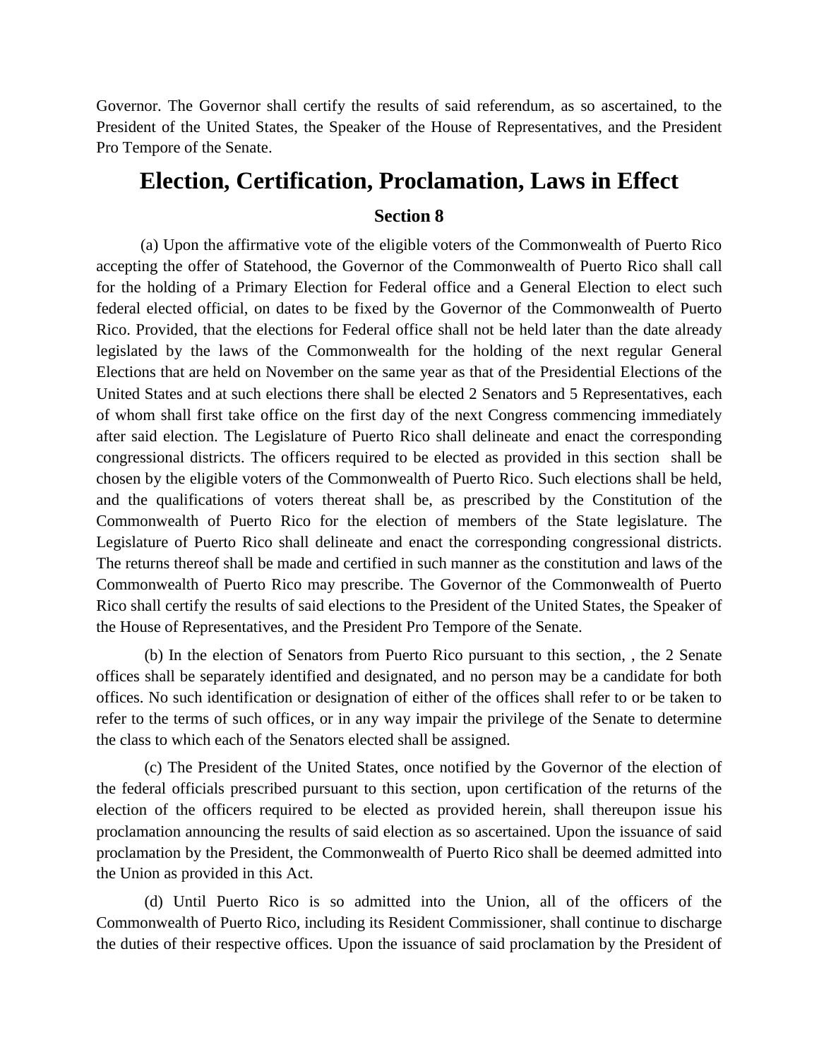Governor. The Governor shall certify the results of said referendum, as so ascertained, to the President of the United States, the Speaker of the House of Representatives, and the President Pro Tempore of the Senate.

## Election, Certification, Proclamation, Laws in Effect

### Section 8

(a) Upon the affirmative vote of the eligible voters of the Commonwealth of Puerto Rico accepting the offer of Statehood, the Governor of the Commonwealth of Puerto Rico shall call for the holding of a Primary Election for Federal office and a General Election to elect such federal elected official, on dates to be fixed by the Governor of the Commonwealth of Puerto Rico. Provided, that the elections for Federal office shall not be held later than the date already legislated by the laws of the Commonwealth for the holding of the next regular General Elections that are held on November on the same year as that of the Presidential Elections of the United States and at such elections there shall be elected 2 Senators and 5 Representatives, each of whom shall first take office on the first day of the next Congress commencing immediately after said election. The Legislature of Puerto Rico shall delineate and enact the corresponding congressional districts. The officers required to be elected as provided in this section shall be chosen by the eligible voters of the Commonwealth of Puerto Rico. Such elections shall be held, and the qualifications of voters thereat shall be, as prescribed by the Constitution of the Commonwealth of Puerto Rico for the election of members of the State legislature. The Legislature of Puerto Rico shall delineate and enact the corresponding congressional districts. The returns thereof shall be made and certified in such manner as the constitution and laws of the Commonwealth of Puerto Rico may prescribe. The Governor of the Commonwealth of Puerto Rico shall certify the results of said elections to the President of the United States, the Speaker of the House of Representatives, and the President Pro Tempore of the Senate.

(b) In the election of Senators from Puerto Rico pursuant to this section, , the 2 Senate offices shall be separately identified and designated, and no person may be a candidate for both offices. No such identification or designation of either of the offices shall refer to or be taken to refer to the terms of such offices, or in any way impair the privilege of the Senate to determine the class to which each of the Senators elected shall be assigned.

(c) The President of the United States, once notified by the Governor of the election of the federal officials prescribed pursuant to this section, upon certification of the returns of the election of the officers required to be elected as provided herein, shall thereupon issue his proclamation announcing the results of said election as so ascertained. Upon the issuance of said proclamation by the President, the Commonwealth of Puerto Rico shall be deemed admitted into the Union as provided in this Act.

(d) Until Puerto Rico is so admitted into the Union, all of the officers of the Commonwealth of Puerto Rico, including its Resident Commissioner, shall continue to discharge the duties of their respective offices. Upon the issuance of said proclamation by the President of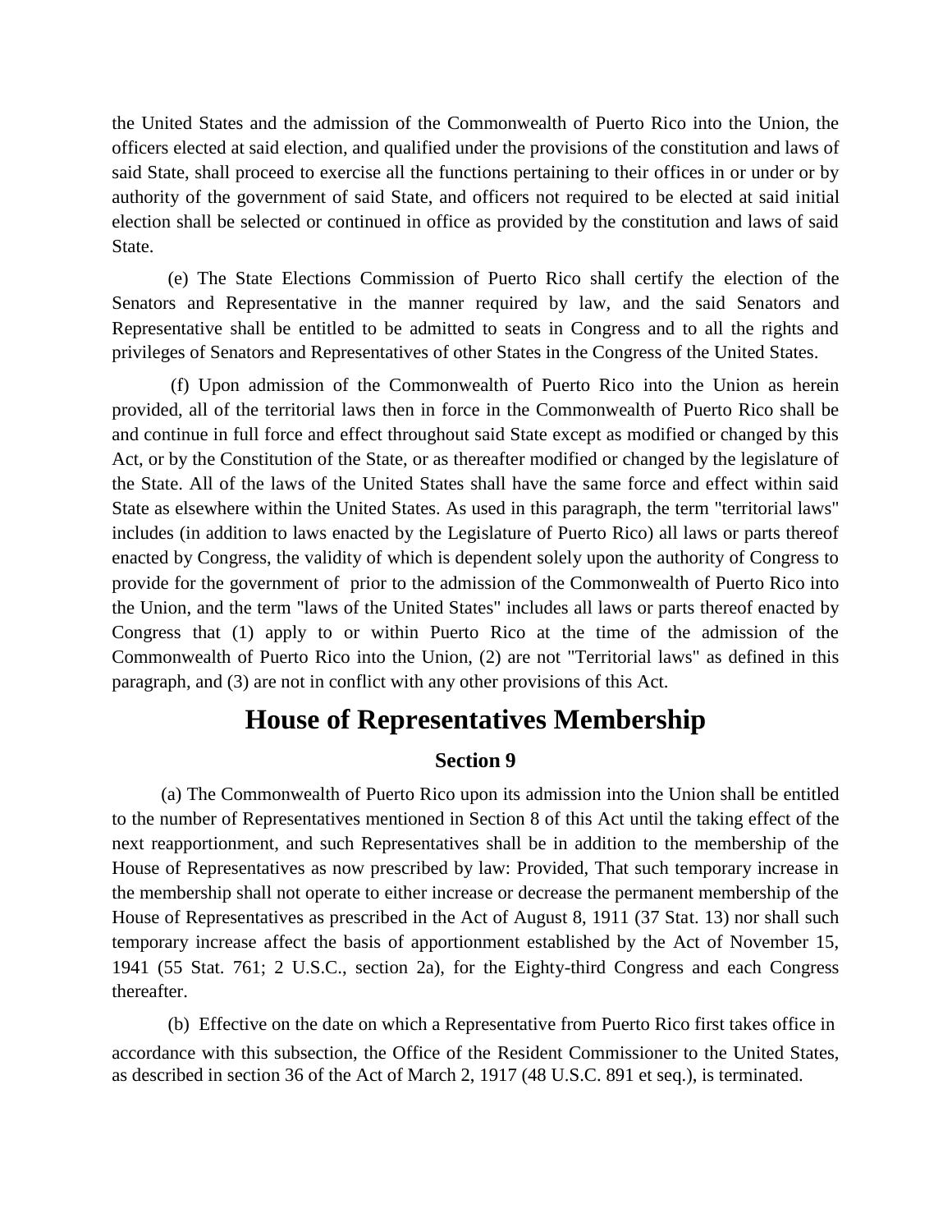the United States and the admission of the Commonwealth of Puerto Rico into the Union, the officers elected at said election, and qualified under the provisions of the constitution and laws of said State, shall proceed to exercise all the functions pertaining to their offices in or under or by authority of the government of said State, and officers not required to be elected at said initial election shall be selected or continued in office as provided by the constitution and laws of said State.

(e) The State Elections Commission of Puerto Rico shall certify the election of the Senators and Representative in the manner required by law, and the said Senators and Representative shall be entitled to be admitted to seats in Congress and to all the rights and privileges of Senators and Representatives of other States in the Congress of the United States.

(f) Upon admission of the Commonwealth of Puerto Rico into the Union as herein provided, all of the territorial laws then in force in the Commonwealth of Puerto Rico shall be and continue in full force and effect throughout said State except as modified or changed by this Act, or by the Constitution of the State, or as thereafter modified or changed by the legislature of the State. All of the laws of the United States shall have the same force and effect within said State as elsewhere within the United States. As used in this paragraph, the term "territorial laws" includes (in addition to laws enacted by the Legislature of Puerto Rico) all laws or parts thereof enacted by Congress, the validity of which is dependent solely upon the authority of Congress to provide for the government of prior to the admission of the Commonwealth of Puerto Rico into the Union, and the term "laws of the United States" includes all laws or parts thereof enacted by Congress that (1) apply to or within Puerto Rico at the time of the admission of the Commonwealth of Puerto Rico into the Union, (2) are not "Territorial laws" as defined in this paragraph, and (3) are not in conflict with any other provisions of this Act.

# House of Representatives Membership

### Section 9

(a) The Commonwealth of Puerto Rico upon its admission into the Union shall be entitled to the number of Representatives mentioned in Section 8 of this Act until the taking effect of the next reapportionment, and such Representatives shall be in addition to the membership of the House of Representatives as now prescribed by law: Provided, That such temporary increase in the membership shall not operate to either increase or decrease the permanent membership of the House of Representatives as prescribed in the Act of August 8, 1911 (37 Stat. 13) nor shall such temporary increase affect the basis of apportionment established by the Act of November 15, 1941 (55 Stat. 761; 2 U.S.C., section 2a), for the Eighty-third Congress and each Congress thereafter.

(b) Effective on the date on which a Representative from Puerto Rico first takes office in accordance with this subsection, the Office of the Resident Commissioner to the United States, as described in section 36 of the Act of March 2, 1917 (48 U.S.C. 891 et seq.), is terminated.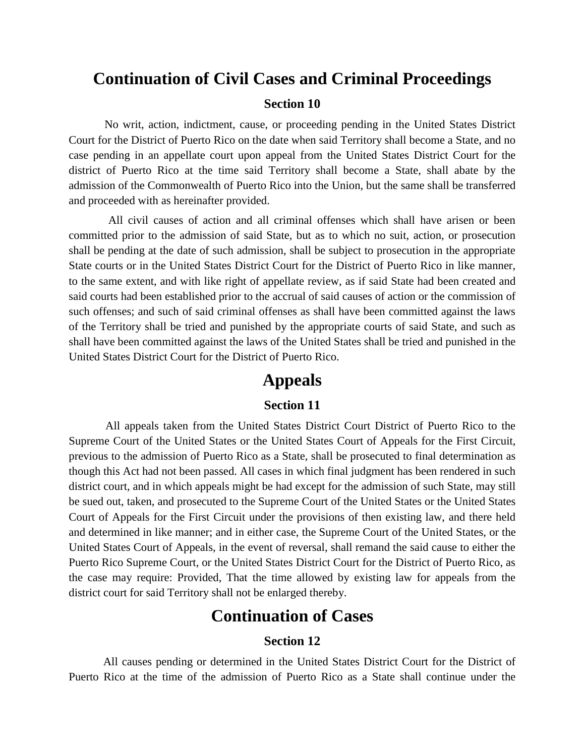# Continuation of Civil Cases and Criminal Proceedings

### Section 10

No writ, action, indictment, cause, or proceeding pending in the United States District Court for the District of Puerto Rico on the date when said Territory shall become a State, and no case pending in an appellate court upon appeal from the United States District Court for the district of Puerto Rico at the time said Territory shall become a State, shall abate by the admission of the Commonwealth of Puerto Rico into the Union, but the same shall be transferred and proceeded with as hereinafter provided.

All civil causes of action and all criminal offenses which shall have arisen or been committed prior to the admission of said State, but as to which no suit, action, or prosecution shall be pending at the date of such admission, shall be subject to prosecution in the appropriate State courts or in the United States District Court for the District of Puerto Rico in like manner, to the same extent, and with like right of appellate review, as if said State had been created and said courts had been established prior to the accrual of said causes of action or the commission of such offenses; and such of said criminal offenses as shall have been committed against the laws of the Territory shall be tried and punished by the appropriate courts of said State, and such as shall have been committed against the laws of the United States shall be tried and punished in the United States District Court for the District of Puerto Rico.

# Appeals

### Section 11

All appeals taken from the United States District Court District of Puerto Rico to the Supreme Court of the United States or the United States Court of Appeals for the First Circuit, previous to the admission of Puerto Rico as a State, shall be prosecuted to final determination as though this Act had not been passed. All cases in which final judgment has been rendered in such district court, and in which appeals might be had except for the admission of such State, may still be sued out, taken, and prosecuted to the Supreme Court of the United States or the United States Court of Appeals for the First Circuit under the provisions of then existing law, and there held and determined in like manner; and in either case, the Supreme Court of the United States, or the United States Court of Appeals, in the event of reversal, shall remand the said cause to either the Puerto Rico Supreme Court, or the United States District Court for the District of Puerto Rico, as the case may require: Provided, That the time allowed by existing law for appeals from the district court for said Territory shall not be enlarged thereby.

# Continuation of Cases

### Section 12

All causes pending or determined in the United States District Court for the District of Puerto Rico at the time of the admission of Puerto Rico as a State shall continue under the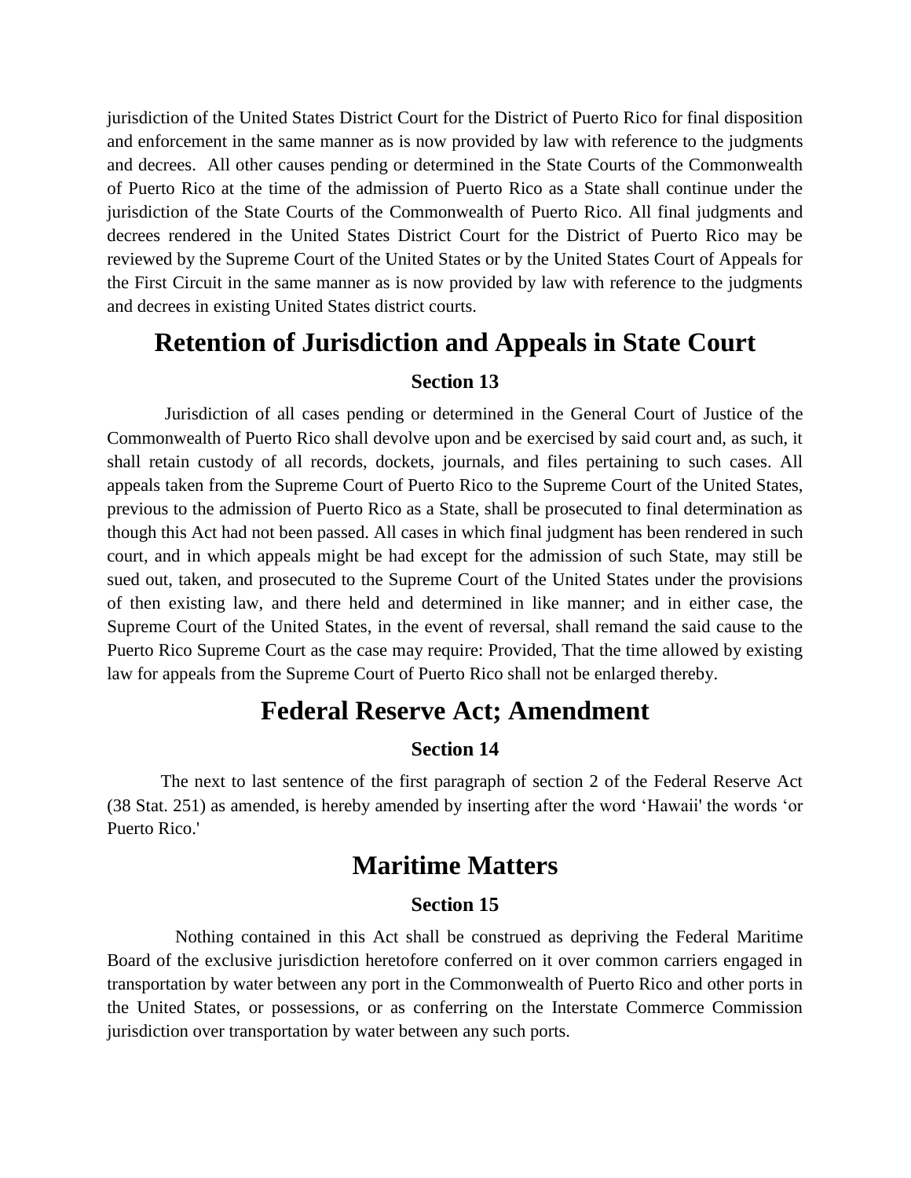jurisdiction of the United States District Court for the District of Puerto Rico for final disposition and enforcement in the same manner as is now provided by law with reference to the judgments and decrees. All other causes pending or determined in the State Courts of the Commonwealth of Puerto Rico at the time of the admission of Puerto Rico as a State shall continue under the jurisdiction of the State Courts of the Commonwealth of Puerto Rico. All final judgments and decrees rendered in the United States District Court for the District of Puerto Rico may be reviewed by the Supreme Court of the United States or by the United States Court of Appeals for the First Circuit in the same manner as is now provided by law with reference to the judgments and decrees in existing United States district courts.

# Retention of Jurisdiction and Appeals in State Court

### Section 13

Jurisdiction of all cases pending or determined in the General Court of Justice of the Commonwealth of Puerto Rico shall devolve upon and be exercised by said court and, as such, it shall retain custody of all records, dockets, journals, and files pertaining to such cases. All appeals taken from the Supreme Court of Puerto Rico to the Supreme Court of the United States, previous to the admission of Puerto Rico as a State, shall be prosecuted to final determination as though this Act had not been passed. All cases in which final judgment has been rendered in such court, and in which appeals might be had except for the admission of such State, may still be sued out, taken, and prosecuted to the Supreme Court of the United States under the provisions of then existing law, and there held and determined in like manner; and in either case, the Supreme Court of the United States, in the event of reversal, shall remand the said cause to the Puerto Rico Supreme Court as the case may require: Provided, That the time allowed by existing law for appeals from the Supreme Court of Puerto Rico shall not be enlarged thereby.

# Federal Reserve Act; Amendment

### Section 14

The next to last sentence of the first paragraph of section 2 of the Federal Reserve Act (38 Stat. 251) as amended, is hereby amended by inserting after the word 'Hawaii' the words 'or Puerto Rico.'

# Maritime Matters

### Section 15

Nothing contained in this Act shall be construed as depriving the Federal Maritime Board of the exclusive jurisdiction heretofore conferred on it over common carriers engaged in transportation by water between any port in the Commonwealth of Puerto Rico and other ports in the United States, or possessions, or as conferring on the Interstate Commerce Commission jurisdiction over transportation by water between any such ports.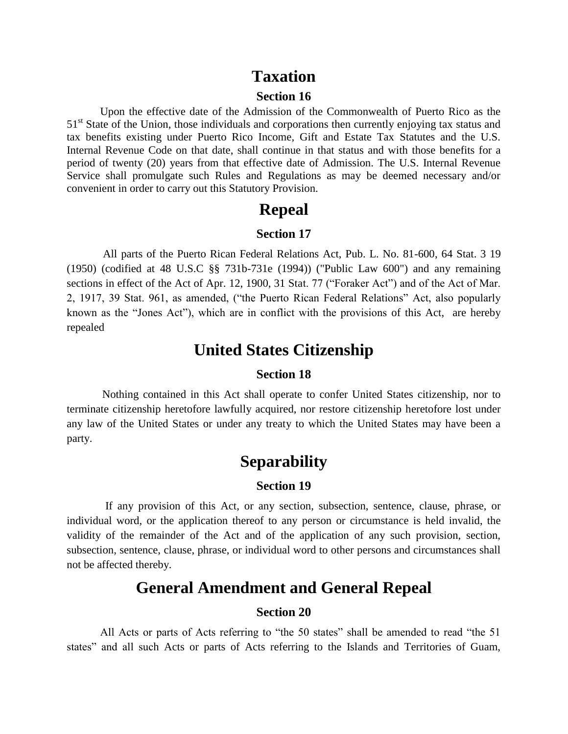## Taxation

### Section 16

Upon the effective date of the Admission of the Commonwealth of Puerto Rico as the 51st State of the Union, those individuals and corporations then currently enjoying tax status and tax benefits existing under Puerto Rico Income, Gift and Estate Tax Statutes and the U.S. Internal Revenue Code on that date, shall continue in that status and with those benefits for a period of twenty (20) years from that effective date of Admission. The U.S. Internal Revenue Service shall promulgate such Rules and Regulations as may be deemed necessary and/or convenient in order to carry out this Statutory Provision.

## Repeal

### Section 17

All parts of the Puerto Rican Federal Relations Act, Pub. L. No. 81-600, 64 Stat. 3 19 (1950) (codified at 48 U.S.C §§ 731b-731e (1994)) ("Public Law 600") and any remaining sections in effect of the Act of Apr. 12, 1900, 31 Stat. 77 ("Foraker Act") and of the Act of Mar. 2, 1917, 39 Stat. 961, as amended, ("the Puerto Rican Federal Relations" Act, also popularly known as the "Jones Act"), which are in conflict with the provisions of this Act, are hereby repealed

## United States Citizenship

### Section 18

Nothing contained in this Act shall operate to confer United States citizenship, nor to terminate citizenship heretofore lawfully acquired, nor restore citizenship heretofore lost under any law of the United States or under any treaty to which the United States may have been a party.

## Separability

### Section 19

If any provision of this Act, or any section, subsection, sentence, clause, phrase, or individual word, or the application thereof to any person or circumstance is held invalid, the validity of the remainder of the Act and of the application of any such provision, section, subsection, sentence, clause, phrase, or individual word to other persons and circumstances shall not be affected thereby.

## General Amendment and General Repeal

### Section 20

All Acts or parts of Acts referring to "the 50 states" shall be amended to read "the 51 states" and all such Acts or parts of Acts referring to the Islands and Territories of Guam,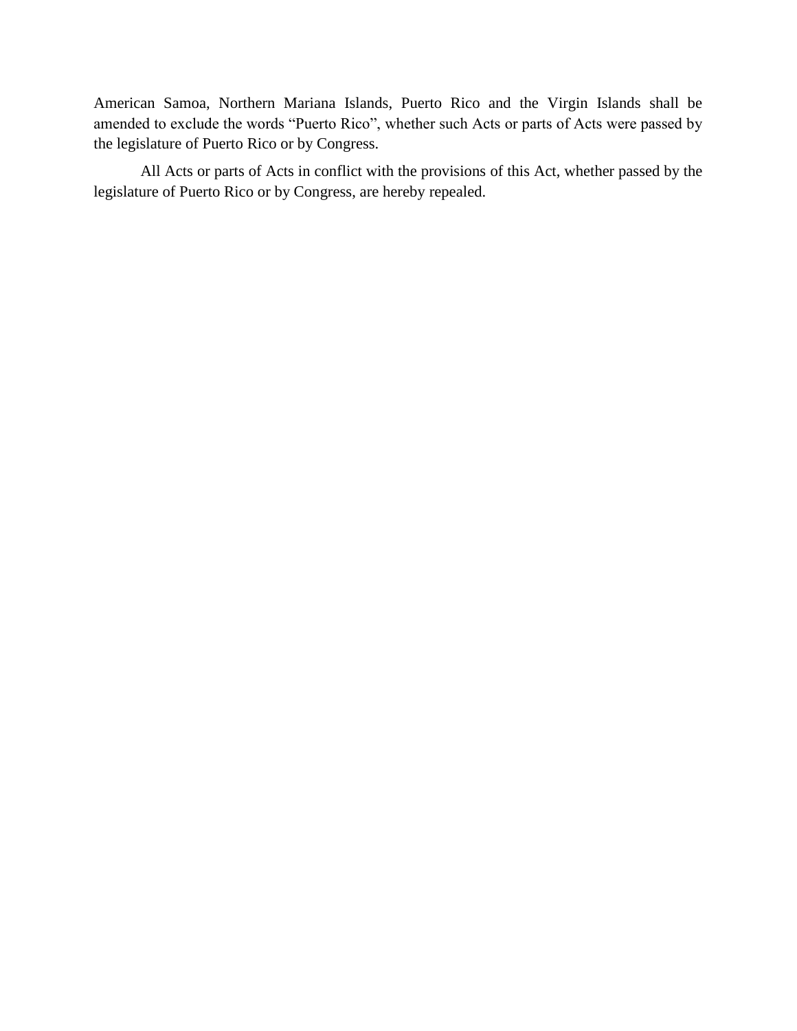American Samoa, Northern Mariana Islands, Puerto Rico and the Virgin Islands shall be amended to exclude the words "Puerto Rico", whether such Acts or parts of Acts were passed by the legislature of Puerto Rico or by Congress.

All Acts or parts of Acts in conflict with the provisions of this Act, whether passed by the legislature of Puerto Rico or by Congress, are hereby repealed.